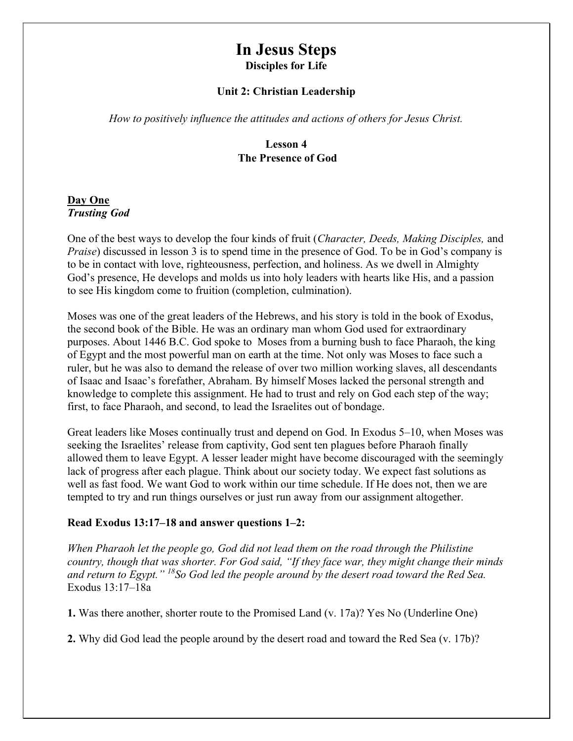# In Jesus Steps

**Disciples for Life**

**Unit 2: Christian Leadership**

*How to positively influence the attitudes and actions of others for Jesus Christ.*

**Lesson 4**
**The Presence of God**

**<u>Day One</u>**
***Trusting God***

One of the best ways to develop the four kinds of fruit (*Character, Deeds, Making Disciples,* and *Praise*) discussed in lesson 3 is to spend time in the presence of God. To be in God's company is to be in contact with love, righteousness, perfection, and holiness. As we dwell in Almighty God's presence, He develops and molds us into holy leaders with hearts like His, and a passion to see His kingdom come to fruition (completion, culmination).

Moses was one of the great leaders of the Hebrews, and his story is told in the book of Exodus, the second book of the Bible. He was an ordinary man whom God used for extraordinary purposes. About 1446 B.C. God spoke to Moses from a burning bush to face Pharaoh, the king of Egypt and the most powerful man on earth at the time. Not only was Moses to face such a ruler, but he was also to demand the release of over two million working slaves, all descendants of Isaac and Isaac's forefather, Abraham. By himself Moses lacked the personal strength and knowledge to complete this assignment. He had to trust and rely on God each step of the way; first, to face Pharaoh, and second, to lead the Israelites out of bondage.

Great leaders like Moses continually trust and depend on God. In Exodus 5–10, when Moses was seeking the Israelites' release from captivity, God sent ten plagues before Pharaoh finally allowed them to leave Egypt. A lesser leader might have become discouraged with the seemingly lack of progress after each plague. Think about our society today. We expect fast solutions as well as fast food. We want God to work within our time schedule. If He does not, then we are tempted to try and run things ourselves or just run away from our assignment altogether.

**Read Exodus 13:17–18 and answer questions 1–2:**

*When Pharaoh let the people go, God did not lead them on the road through the Philistine country, though that was shorter. For God said, "If they face war, they might change their minds and return to Egypt." [18]So God led the people around by the desert road toward the Red Sea.* Exodus 13:17–18a

**1.** Was there another, shorter route to the Promised Land (v. 17a)? Yes No (Underline One)

**2.** Why did God lead the people around by the desert road and toward the Red Sea (v. 17b)?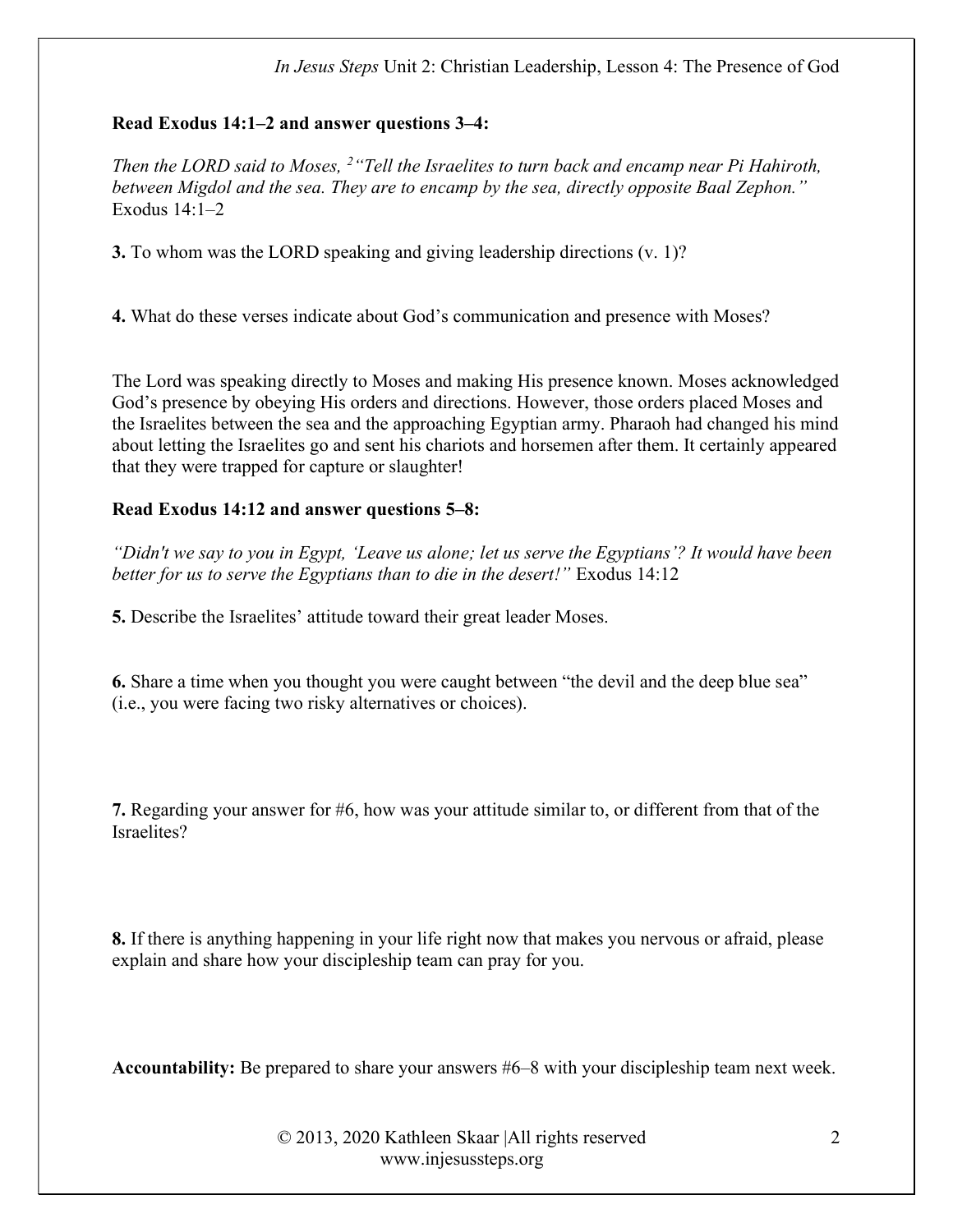**Read Exodus 14:1–2 and answer questions 3–4:**

*Then the LORD said to Moses, [2] "Tell the Israelites to turn back and encamp near Pi Hahiroth, between Migdol and the sea. They are to encamp by the sea, directly opposite Baal Zephon."* Exodus 14:1–2

**3.** To whom was the LORD speaking and giving leadership directions (v. 1)?

**4.** What do these verses indicate about God's communication and presence with Moses?

The Lord was speaking directly to Moses and making His presence known. Moses acknowledged God's presence by obeying His orders and directions. However, those orders placed Moses and the Israelites between the sea and the approaching Egyptian army. Pharaoh had changed his mind about letting the Israelites go and sent his chariots and horsemen after them. It certainly appeared that they were trapped for capture or slaughter!

**Read Exodus 14:12 and answer questions 5–8:**

*"Didn't we say to you in Egypt, 'Leave us alone; let us serve the Egyptians'? It would have been better for us to serve the Egyptians than to die in the desert!"* Exodus 14:12

**5.** Describe the Israelites' attitude toward their great leader Moses.

**6.** Share a time when you thought you were caught between "the devil and the deep blue sea" (i.e., you were facing two risky alternatives or choices).

**7.** Regarding your answer for #6, how was your attitude similar to, or different from that of the Israelites?

**8.** If there is anything happening in your life right now that makes you nervous or afraid, please explain and share how your discipleship team can pray for you.

**Accountability:** Be prepared to share your answers #6–8 with your discipleship team next week.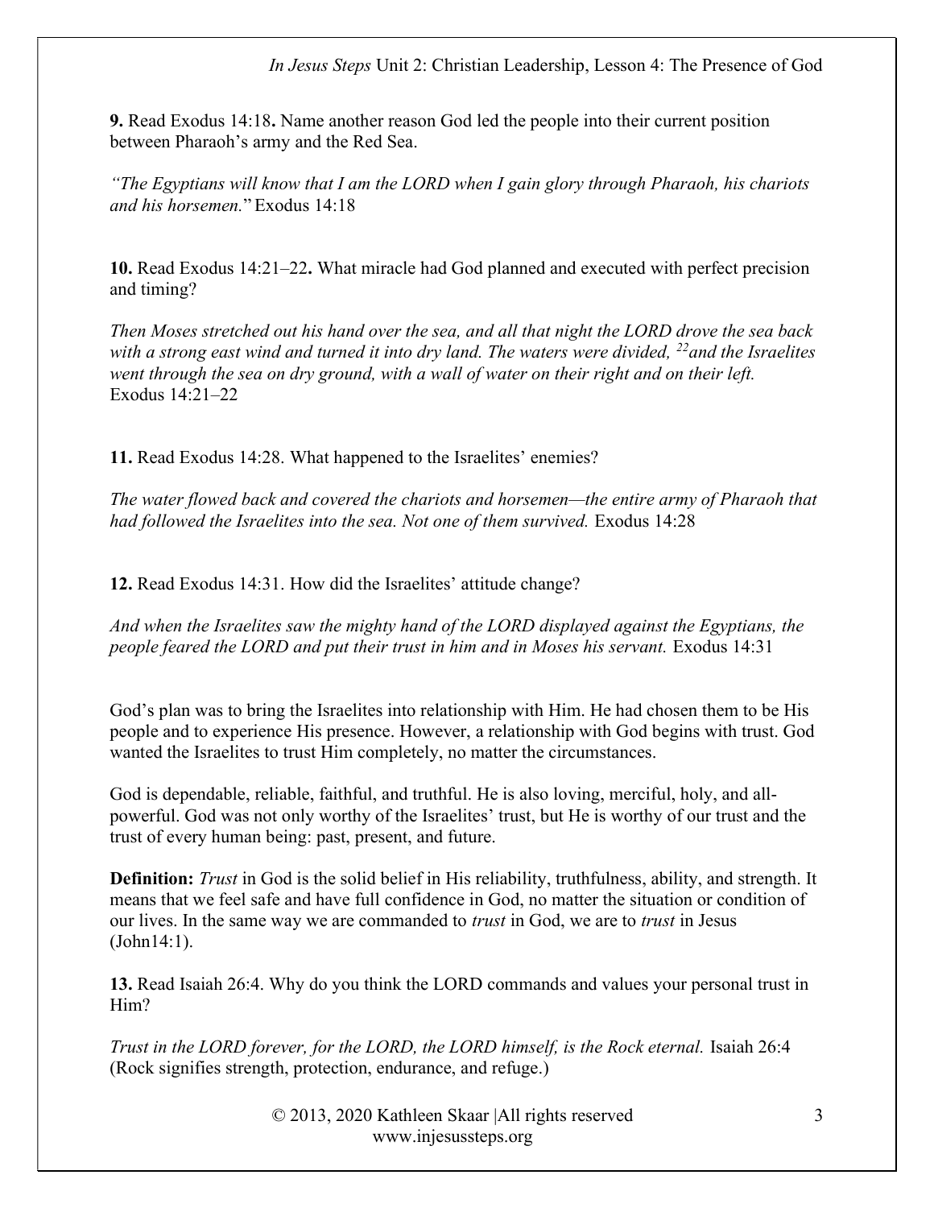**9.** Read Exodus 14:18**.** Name another reason God led the people into their current position between Pharaoh's army and the Red Sea.

*"The Egyptians will know that I am the LORD when I gain glory through Pharaoh, his chariots and his horsemen.*" Exodus 14:18

**10.** Read Exodus 14:21–22**.** What miracle had God planned and executed with perfect precision and timing?

*Then Moses stretched out his hand over the sea, and all that night the LORD drove the sea back with a strong east wind and turned it into dry land. The waters were divided, [22]and the Israelites went through the sea on dry ground, with a wall of water on their right and on their left.* Exodus 14:21–22

**11.** Read Exodus 14:28. What happened to the Israelites' enemies?

*The water flowed back and covered the chariots and horsemen—the entire army of Pharaoh that had followed the Israelites into the sea. Not one of them survived.* Exodus 14:28

**12.** Read Exodus 14:31. How did the Israelites' attitude change?

*And when the Israelites saw the mighty hand of the LORD displayed against the Egyptians, the people feared the LORD and put their trust in him and in Moses his servant.* Exodus 14:31

God's plan was to bring the Israelites into relationship with Him. He had chosen them to be His people and to experience His presence. However, a relationship with God begins with trust. God wanted the Israelites to trust Him completely, no matter the circumstances.

God is dependable, reliable, faithful, and truthful. He is also loving, merciful, holy, and all-powerful. God was not only worthy of the Israelites' trust, but He is worthy of our trust and the trust of every human being: past, present, and future.

**Definition:** *Trust* in God is the solid belief in His reliability, truthfulness, ability, and strength. It means that we feel safe and have full confidence in God, no matter the situation or condition of our lives. In the same way we are commanded to *trust* in God, we are to *trust* in Jesus (John14:1).

**13.** Read Isaiah 26:4. Why do you think the LORD commands and values your personal trust in Him?

*Trust in the LORD forever, for the LORD, the LORD himself, is the Rock eternal.* Isaiah 26:4 (Rock signifies strength, protection, endurance, and refuge.)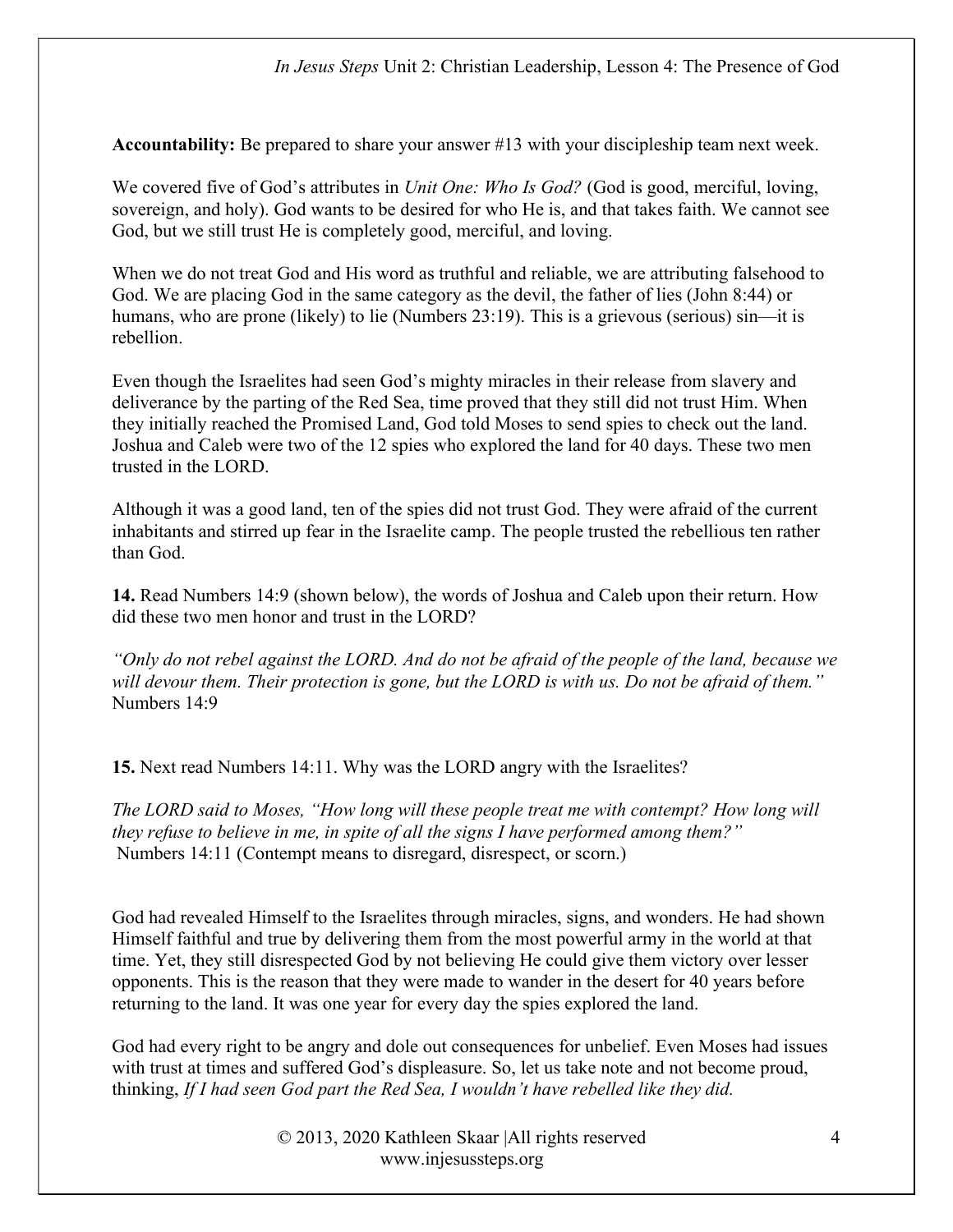**Accountability:** Be prepared to share your answer #13 with your discipleship team next week.

We covered five of God's attributes in *Unit One: Who Is God?* (God is good, merciful, loving, sovereign, and holy). God wants to be desired for who He is, and that takes faith. We cannot see God, but we still trust He is completely good, merciful, and loving.

When we do not treat God and His word as truthful and reliable, we are attributing falsehood to God. We are placing God in the same category as the devil, the father of lies (John 8:44) or humans, who are prone (likely) to lie (Numbers 23:19). This is a grievous (serious) sin—it is rebellion.

Even though the Israelites had seen God's mighty miracles in their release from slavery and deliverance by the parting of the Red Sea, time proved that they still did not trust Him. When they initially reached the Promised Land, God told Moses to send spies to check out the land. Joshua and Caleb were two of the 12 spies who explored the land for 40 days. These two men trusted in the LORD.

Although it was a good land, ten of the spies did not trust God. They were afraid of the current inhabitants and stirred up fear in the Israelite camp. The people trusted the rebellious ten rather than God.

**14.** Read Numbers 14:9 (shown below), the words of Joshua and Caleb upon their return. How did these two men honor and trust in the LORD?

*"Only do not rebel against the LORD. And do not be afraid of the people of the land, because we will devour them. Their protection is gone, but the LORD is with us. Do not be afraid of them."* Numbers 14:9

**15.** Next read Numbers 14:11. Why was the LORD angry with the Israelites?

*The LORD said to Moses, "How long will these people treat me with contempt? How long will they refuse to believe in me, in spite of all the signs I have performed among them?"* Numbers 14:11 (Contempt means to disregard, disrespect, or scorn.)

God had revealed Himself to the Israelites through miracles, signs, and wonders. He had shown Himself faithful and true by delivering them from the most powerful army in the world at that time. Yet, they still disrespected God by not believing He could give them victory over lesser opponents. This is the reason that they were made to wander in the desert for 40 years before returning to the land. It was one year for every day the spies explored the land.

God had every right to be angry and dole out consequences for unbelief. Even Moses had issues with trust at times and suffered God's displeasure. So, let us take note and not become proud, thinking, *If I had seen God part the Red Sea, I wouldn't have rebelled like they did.*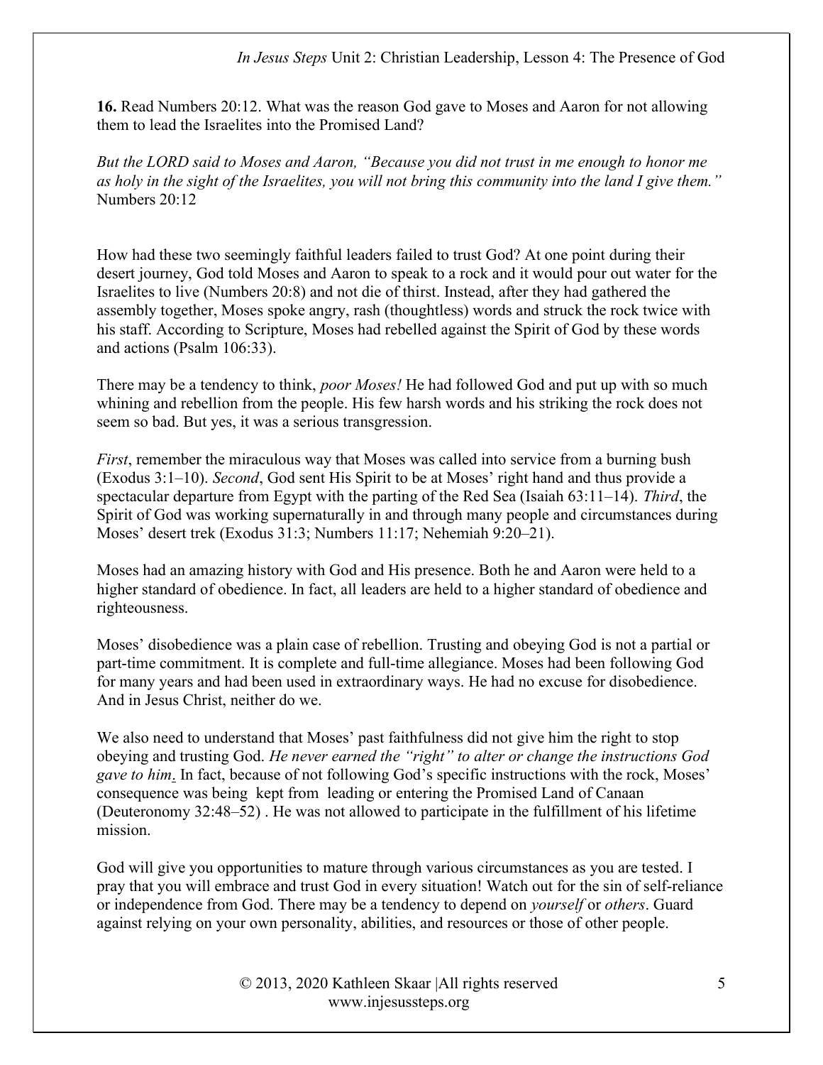**16.** Read Numbers 20:12. What was the reason God gave to Moses and Aaron for not allowing them to lead the Israelites into the Promised Land?

*But the LORD said to Moses and Aaron, "Because you did not trust in me enough to honor me as holy in the sight of the Israelites, you will not bring this community into the land I give them."* Numbers 20:12

How had these two seemingly faithful leaders failed to trust God? At one point during their desert journey, God told Moses and Aaron to speak to a rock and it would pour out water for the Israelites to live (Numbers 20:8) and not die of thirst. Instead, after they had gathered the assembly together, Moses spoke angry, rash (thoughtless) words and struck the rock twice with his staff. According to Scripture, Moses had rebelled against the Spirit of God by these words and actions (Psalm 106:33).

There may be a tendency to think, *poor Moses!* He had followed God and put up with so much whining and rebellion from the people. His few harsh words and his striking the rock does not seem so bad. But yes, it was a serious transgression.

*First*, remember the miraculous way that Moses was called into service from a burning bush (Exodus 3:1–10). *Second*, God sent His Spirit to be at Moses' right hand and thus provide a spectacular departure from Egypt with the parting of the Red Sea (Isaiah 63:11–14). *Third*, the Spirit of God was working supernaturally in and through many people and circumstances during Moses' desert trek (Exodus 31:3; Numbers 11:17; Nehemiah 9:20–21).

Moses had an amazing history with God and His presence. Both he and Aaron were held to a higher standard of obedience. In fact, all leaders are held to a higher standard of obedience and righteousness.

Moses' disobedience was a plain case of rebellion. Trusting and obeying God is not a partial or part-time commitment. It is complete and full-time allegiance. Moses had been following God for many years and had been used in extraordinary ways. He had no excuse for disobedience. And in Jesus Christ, neither do we.

We also need to understand that Moses' past faithfulness did not give him the right to stop obeying and trusting God. *He never earned the "right" to alter or change the instructions God gave to him*. In fact, because of not following God's specific instructions with the rock, Moses' consequence was being kept from leading or entering the Promised Land of Canaan (Deuteronomy 32:48–52) . He was not allowed to participate in the fulfillment of his lifetime mission.

God will give you opportunities to mature through various circumstances as you are tested. I pray that you will embrace and trust God in every situation! Watch out for the sin of self-reliance or independence from God. There may be a tendency to depend on *yourself* or *others*. Guard against relying on your own personality, abilities, and resources or those of other people.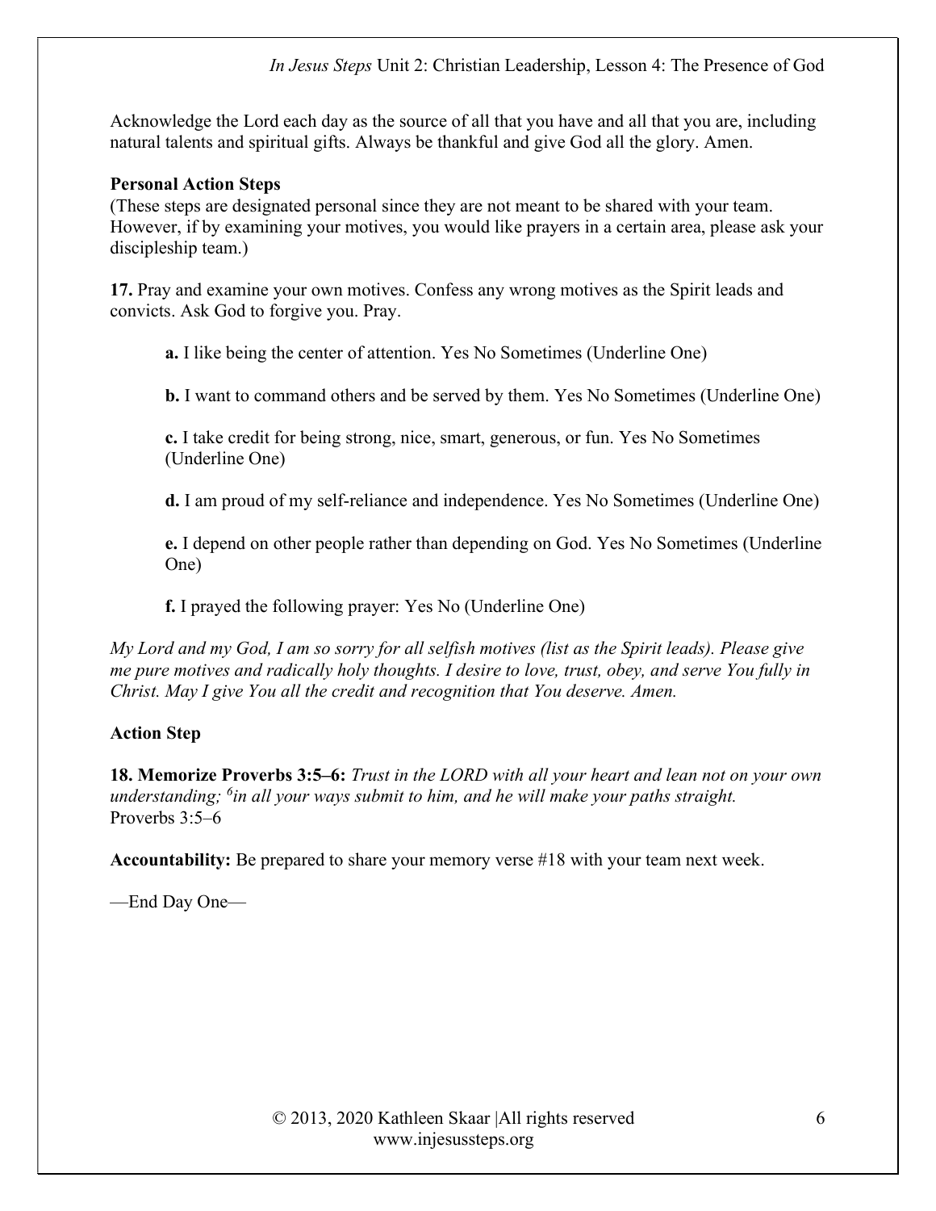Acknowledge the Lord each day as the source of all that you have and all that you are, including natural talents and spiritual gifts. Always be thankful and give God all the glory. Amen.

**Personal Action Steps**

(These steps are designated personal since they are not meant to be shared with your team. However, if by examining your motives, you would like prayers in a certain area, please ask your discipleship team.)

**17.** Pray and examine your own motives. Confess any wrong motives as the Spirit leads and convicts. Ask God to forgive you. Pray.

> **a.** I like being the center of attention. Yes No Sometimes (Underline One)
>
> **b.** I want to command others and be served by them. Yes No Sometimes (Underline One)
>
> **c.** I take credit for being strong, nice, smart, generous, or fun. Yes No Sometimes (Underline One)
>
> **d.** I am proud of my self-reliance and independence. Yes No Sometimes (Underline One)
>
> **e.** I depend on other people rather than depending on God. Yes No Sometimes (Underline One)
>
> **f.** I prayed the following prayer: Yes No (Underline One)

*My Lord and my God, I am so sorry for all selfish motives (list as the Spirit leads). Please give me pure motives and radically holy thoughts. I desire to love, trust, obey, and serve You fully in Christ. May I give You all the credit and recognition that You deserve. Amen.*

**Action Step**

**18. Memorize Proverbs 3:5–6:** *Trust in the LORD with all your heart and lean not on your own understanding; [6]in all your ways submit to him, and he will make your paths straight.*
Proverbs 3:5–6

**Accountability:** Be prepared to share your memory verse #18 with your team next week.

—End Day One—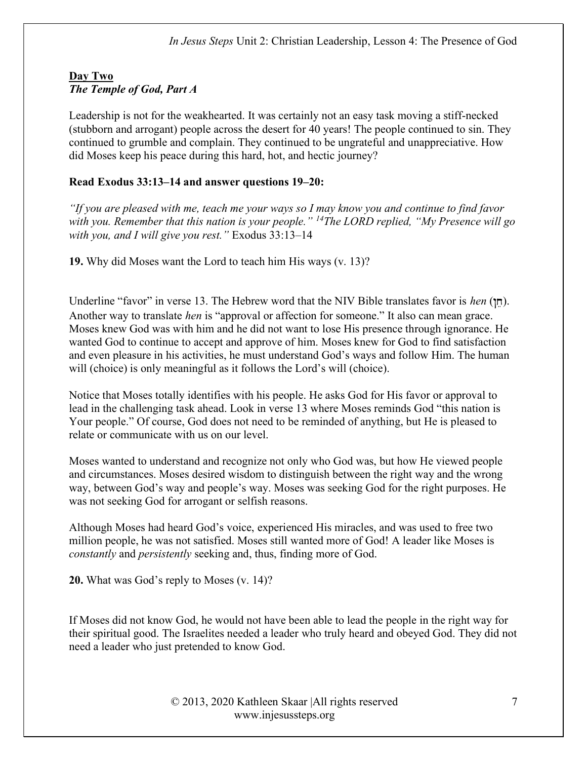**Day Two**
***The Temple of God, Part A***

Leadership is not for the weakhearted. It was certainly not an easy task moving a stiff-necked (stubborn and arrogant) people across the desert for 40 years! The people continued to sin. They continued to grumble and complain. They continued to be ungrateful and unappreciative. How did Moses keep his peace during this hard, hot, and hectic journey?

**Read Exodus 33:13–14 and answer questions 19–20:**

*"If you are pleased with me, teach me your ways so I may know you and continue to find favor with you. Remember that this nation is your people." [14]The LORD replied, "My Presence will go with you, and I will give you rest."* Exodus 33:13–14

**19.** Why did Moses want the Lord to teach him His ways (v. 13)?

Underline "favor" in verse 13. The Hebrew word that the NIV Bible translates favor is *hen* (חֵן). Another way to translate *hen* is "approval or affection for someone." It also can mean grace. Moses knew God was with him and he did not want to lose His presence through ignorance. He wanted God to continue to accept and approve of him. Moses knew for God to find satisfaction and even pleasure in his activities, he must understand God's ways and follow Him. The human will (choice) is only meaningful as it follows the Lord's will (choice).

Notice that Moses totally identifies with his people. He asks God for His favor or approval to lead in the challenging task ahead. Look in verse 13 where Moses reminds God "this nation is Your people." Of course, God does not need to be reminded of anything, but He is pleased to relate or communicate with us on our level.

Moses wanted to understand and recognize not only who God was, but how He viewed people and circumstances. Moses desired wisdom to distinguish between the right way and the wrong way, between God's way and people's way. Moses was seeking God for the right purposes. He was not seeking God for arrogant or selfish reasons.

Although Moses had heard God's voice, experienced His miracles, and was used to free two million people, he was not satisfied. Moses still wanted more of God! A leader like Moses is *constantly* and *persistently* seeking and, thus, finding more of God.

**20.** What was God's reply to Moses (v. 14)?

If Moses did not know God, he would not have been able to lead the people in the right way for their spiritual good. The Israelites needed a leader who truly heard and obeyed God. They did not need a leader who just pretended to know God.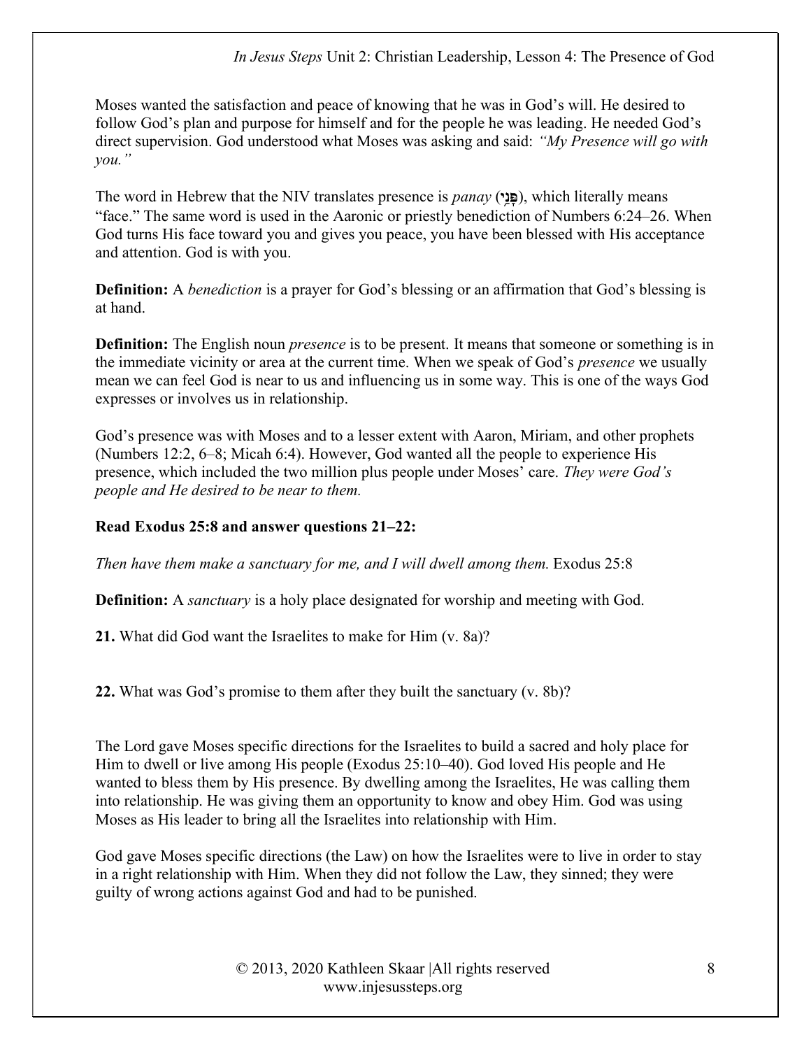Moses wanted the satisfaction and peace of knowing that he was in God's will. He desired to follow God's plan and purpose for himself and for the people he was leading. He needed God's direct supervision. God understood what Moses was asking and said: *"My Presence will go with you."*

The word in Hebrew that the NIV translates presence is *panay* (פָּנַי), which literally means "face." The same word is used in the Aaronic or priestly benediction of Numbers 6:24–26. When God turns His face toward you and gives you peace, you have been blessed with His acceptance and attention. God is with you.

**Definition:** A *benediction* is a prayer for God's blessing or an affirmation that God's blessing is at hand.

**Definition:** The English noun *presence* is to be present. It means that someone or something is in the immediate vicinity or area at the current time. When we speak of God's *presence* we usually mean we can feel God is near to us and influencing us in some way. This is one of the ways God expresses or involves us in relationship.

God's presence was with Moses and to a lesser extent with Aaron, Miriam, and other prophets (Numbers 12:2, 6–8; Micah 6:4). However, God wanted all the people to experience His presence, which included the two million plus people under Moses' care. *They were God's people and He desired to be near to them.*

**Read Exodus 25:8 and answer questions 21–22:**

*Then have them make a sanctuary for me, and I will dwell among them.* Exodus 25:8

**Definition:** A *sanctuary* is a holy place designated for worship and meeting with God.

**21.** What did God want the Israelites to make for Him (v. 8a)?

**22.** What was God's promise to them after they built the sanctuary (v. 8b)?

The Lord gave Moses specific directions for the Israelites to build a sacred and holy place for Him to dwell or live among His people (Exodus 25:10–40). God loved His people and He wanted to bless them by His presence. By dwelling among the Israelites, He was calling them into relationship. He was giving them an opportunity to know and obey Him. God was using Moses as His leader to bring all the Israelites into relationship with Him.

God gave Moses specific directions (the Law) on how the Israelites were to live in order to stay in a right relationship with Him. When they did not follow the Law, they sinned; they were guilty of wrong actions against God and had to be punished.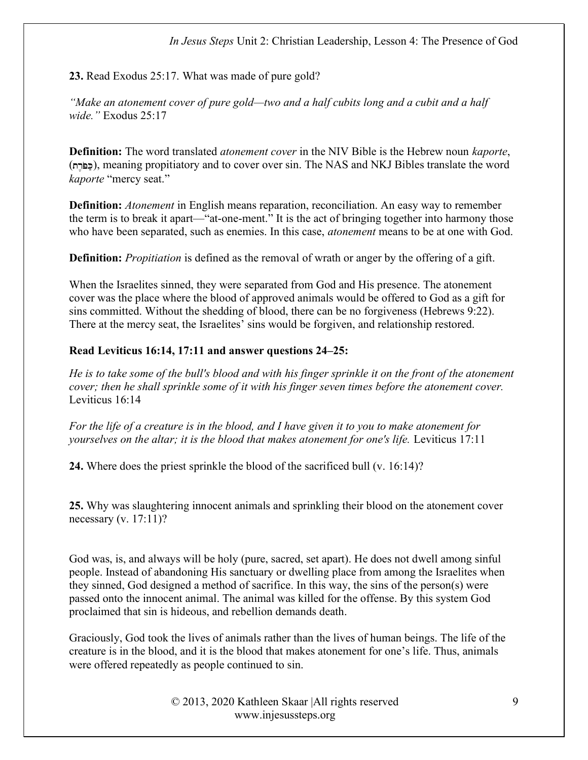**23.** Read Exodus 25:17. What was made of pure gold?

*"Make an atonement cover of pure gold—two and a half cubits long and a cubit and a half wide."* Exodus 25:17

**Definition:** The word translated *atonement cover* in the NIV Bible is the Hebrew noun *kaporte*, (כַּפֹּרֶת), meaning propitiatory and to cover over sin. The NAS and NKJ Bibles translate the word *kaporte* "mercy seat."

**Definition:** *Atonement* in English means reparation, reconciliation. An easy way to remember the term is to break it apart—"at-one-ment." It is the act of bringing together into harmony those who have been separated, such as enemies. In this case, *atonement* means to be at one with God.

**Definition:** *Propitiation* is defined as the removal of wrath or anger by the offering of a gift.

When the Israelites sinned, they were separated from God and His presence. The atonement cover was the place where the blood of approved animals would be offered to God as a gift for sins committed. Without the shedding of blood, there can be no forgiveness (Hebrews 9:22). There at the mercy seat, the Israelites' sins would be forgiven, and relationship restored.

**Read Leviticus 16:14, 17:11 and answer questions 24–25:**

*He is to take some of the bull's blood and with his finger sprinkle it on the front of the atonement cover; then he shall sprinkle some of it with his finger seven times before the atonement cover.* Leviticus 16:14

*For the life of a creature is in the blood, and I have given it to you to make atonement for yourselves on the altar; it is the blood that makes atonement for one's life.* Leviticus 17:11

**24.** Where does the priest sprinkle the blood of the sacrificed bull (v. 16:14)?

**25.** Why was slaughtering innocent animals and sprinkling their blood on the atonement cover necessary (v. 17:11)?

God was, is, and always will be holy (pure, sacred, set apart). He does not dwell among sinful people. Instead of abandoning His sanctuary or dwelling place from among the Israelites when they sinned, God designed a method of sacrifice. In this way, the sins of the person(s) were passed onto the innocent animal. The animal was killed for the offense. By this system God proclaimed that sin is hideous, and rebellion demands death.

Graciously, God took the lives of animals rather than the lives of human beings. The life of the creature is in the blood, and it is the blood that makes atonement for one's life. Thus, animals were offered repeatedly as people continued to sin.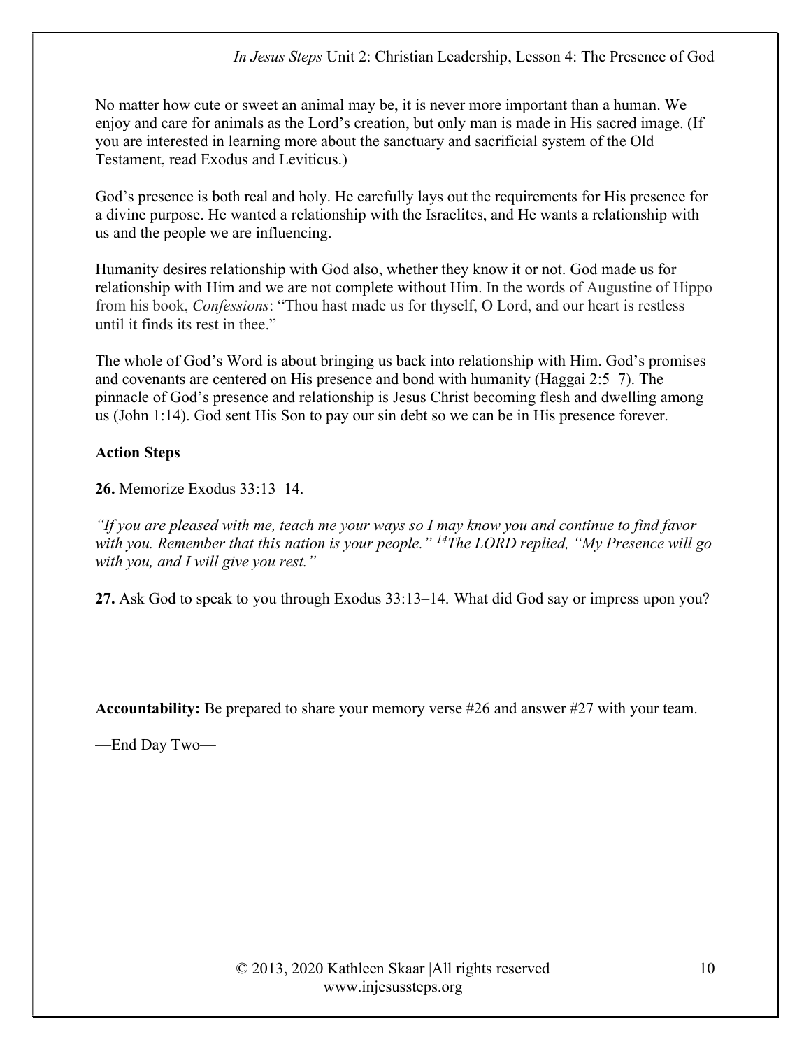No matter how cute or sweet an animal may be, it is never more important than a human. We enjoy and care for animals as the Lord's creation, but only man is made in His sacred image. (If you are interested in learning more about the sanctuary and sacrificial system of the Old Testament, read Exodus and Leviticus.)

God's presence is both real and holy. He carefully lays out the requirements for His presence for a divine purpose. He wanted a relationship with the Israelites, and He wants a relationship with us and the people we are influencing.

Humanity desires relationship with God also, whether they know it or not. God made us for relationship with Him and we are not complete without Him. In the words of Augustine of Hippo from his book, *Confessions*: "Thou hast made us for thyself, O Lord, and our heart is restless until it finds its rest in thee."

The whole of God's Word is about bringing us back into relationship with Him. God's promises and covenants are centered on His presence and bond with humanity (Haggai 2:5–7). The pinnacle of God's presence and relationship is Jesus Christ becoming flesh and dwelling among us (John 1:14). God sent His Son to pay our sin debt so we can be in His presence forever.

**Action Steps**

**26.** Memorize Exodus 33:13–14.

*"If you are pleased with me, teach me your ways so I may know you and continue to find favor with you. Remember that this nation is your people."* [14]*The LORD replied, "My Presence will go with you, and I will give you rest."*

**27.** Ask God to speak to you through Exodus 33:13–14. What did God say or impress upon you?

**Accountability:** Be prepared to share your memory verse #26 and answer #27 with your team.

—End Day Two—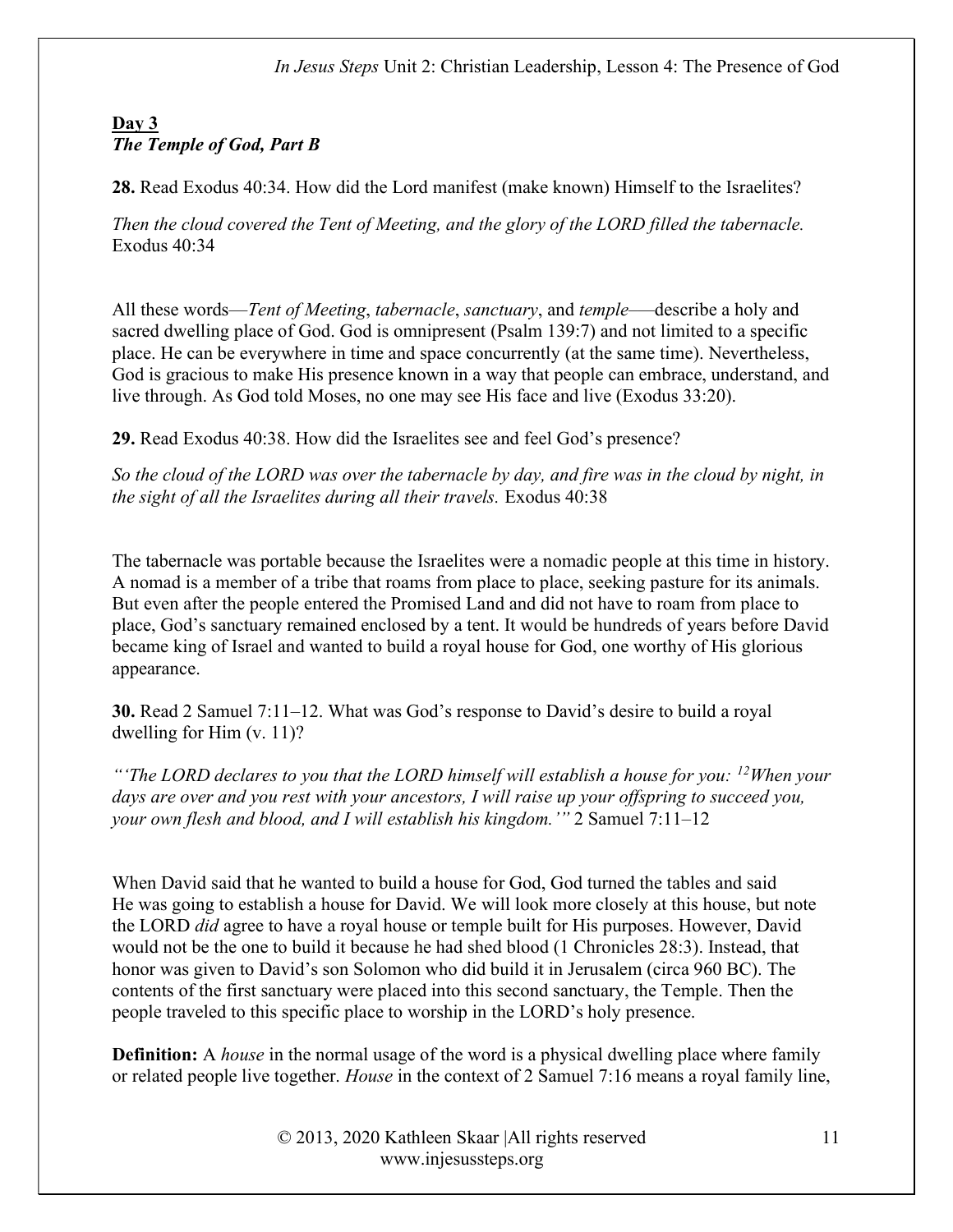**Day 3**
***The Temple of God, Part B***

**28.** Read Exodus 40:34. How did the Lord manifest (make known) Himself to the Israelites?

*Then the cloud covered the Tent of Meeting, and the glory of the LORD filled the tabernacle.* Exodus 40:34

All these words—*Tent of Meeting*, *tabernacle*, *sanctuary*, and *temple*—describe a holy and sacred dwelling place of God. God is omnipresent (Psalm 139:7) and not limited to a specific place. He can be everywhere in time and space concurrently (at the same time). Nevertheless, God is gracious to make His presence known in a way that people can embrace, understand, and live through. As God told Moses, no one may see His face and live (Exodus 33:20).

**29.** Read Exodus 40:38. How did the Israelites see and feel God's presence?

*So the cloud of the LORD was over the tabernacle by day, and fire was in the cloud by night, in the sight of all the Israelites during all their travels.* Exodus 40:38

The tabernacle was portable because the Israelites were a nomadic people at this time in history. A nomad is a member of a tribe that roams from place to place, seeking pasture for its animals. But even after the people entered the Promised Land and did not have to roam from place to place, God's sanctuary remained enclosed by a tent. It would be hundreds of years before David became king of Israel and wanted to build a royal house for God, one worthy of His glorious appearance.

**30.** Read 2 Samuel 7:11–12. What was God's response to David's desire to build a royal dwelling for Him (v. 11)?

*"'The LORD declares to you that the LORD himself will establish a house for you: [12]When your days are over and you rest with your ancestors, I will raise up your offspring to succeed you, your own flesh and blood, and I will establish his kingdom.'"* 2 Samuel 7:11–12

When David said that he wanted to build a house for God, God turned the tables and said He was going to establish a house for David. We will look more closely at this house, but note the LORD *did* agree to have a royal house or temple built for His purposes. However, David would not be the one to build it because he had shed blood (1 Chronicles 28:3). Instead, that honor was given to David's son Solomon who did build it in Jerusalem (circa 960 BC). The contents of the first sanctuary were placed into this second sanctuary, the Temple. Then the people traveled to this specific place to worship in the LORD's holy presence.

**Definition:** A *house* in the normal usage of the word is a physical dwelling place where family or related people live together. *House* in the context of 2 Samuel 7:16 means a royal family line,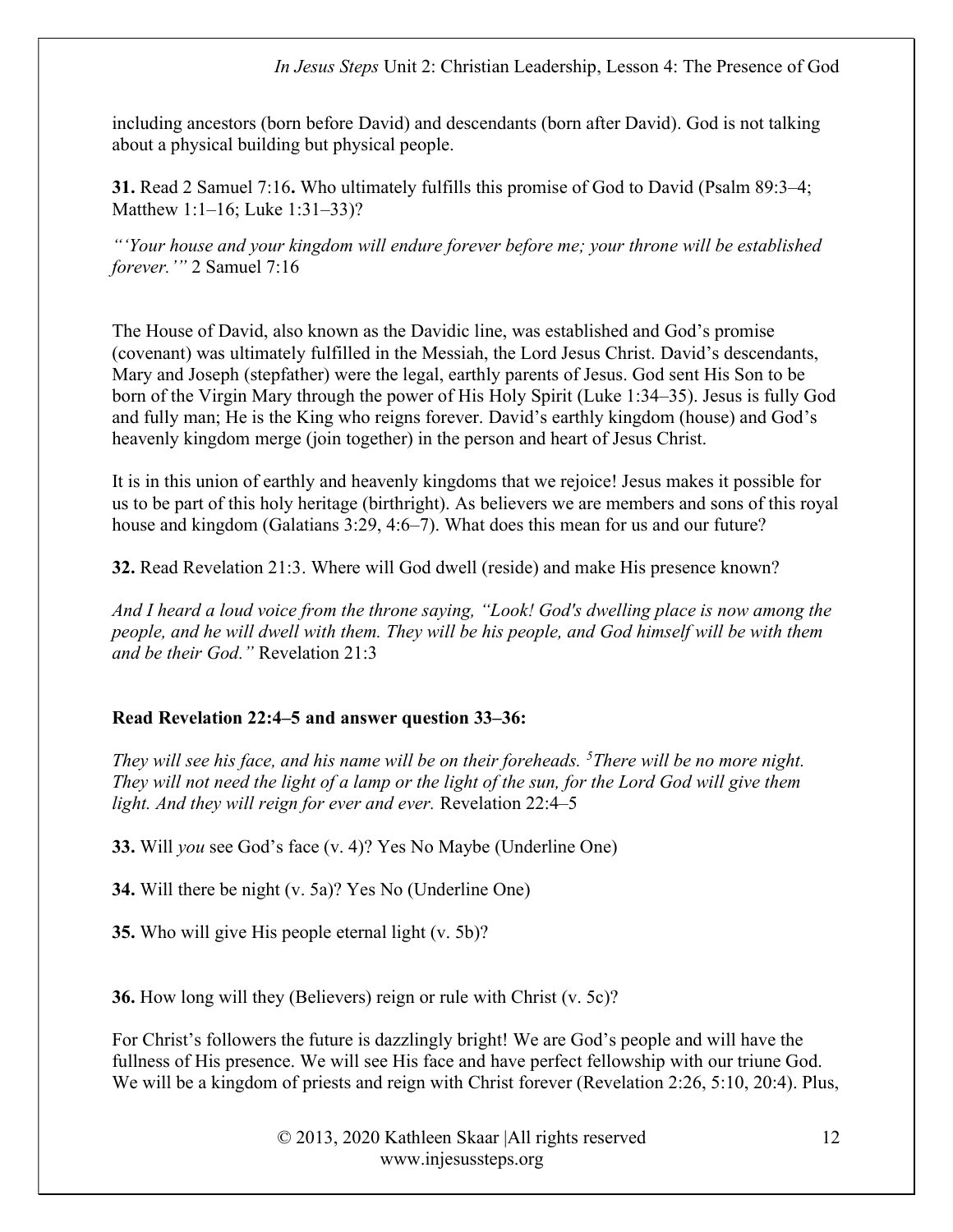including ancestors (born before David) and descendants (born after David). God is not talking about a physical building but physical people.

**31.** Read 2 Samuel 7:16**.** Who ultimately fulfills this promise of God to David (Psalm 89:3–4; Matthew 1:1–16; Luke 1:31–33)?

*"'Your house and your kingdom will endure forever before me; your throne will be established forever.'"* 2 Samuel 7:16

The House of David, also known as the Davidic line, was established and God's promise (covenant) was ultimately fulfilled in the Messiah, the Lord Jesus Christ. David's descendants, Mary and Joseph (stepfather) were the legal, earthly parents of Jesus. God sent His Son to be born of the Virgin Mary through the power of His Holy Spirit (Luke 1:34–35). Jesus is fully God and fully man; He is the King who reigns forever. David's earthly kingdom (house) and God's heavenly kingdom merge (join together) in the person and heart of Jesus Christ.

It is in this union of earthly and heavenly kingdoms that we rejoice! Jesus makes it possible for us to be part of this holy heritage (birthright). As believers we are members and sons of this royal house and kingdom (Galatians 3:29, 4:6–7). What does this mean for us and our future?

**32.** Read Revelation 21:3. Where will God dwell (reside) and make His presence known?

*And I heard a loud voice from the throne saying, "Look! God's dwelling place is now among the people, and he will dwell with them. They will be his people, and God himself will be with them and be their God."* Revelation 21:3

**Read Revelation 22:4–5 and answer question 33–36:**

*They will see his face, and his name will be on their foreheads. [5]There will be no more night. They will not need the light of a lamp or the light of the sun, for the Lord God will give them light. And they will reign for ever and ever.* Revelation 22:4–5

**33.** Will *you* see God's face (v. 4)? Yes No Maybe (Underline One)

**34.** Will there be night (v. 5a)? Yes No (Underline One)

**35.** Who will give His people eternal light (v. 5b)?

**36.** How long will they (Believers) reign or rule with Christ (v. 5c)?

For Christ's followers the future is dazzlingly bright! We are God's people and will have the fullness of His presence. We will see His face and have perfect fellowship with our triune God. We will be a kingdom of priests and reign with Christ forever (Revelation 2:26, 5:10, 20:4). Plus,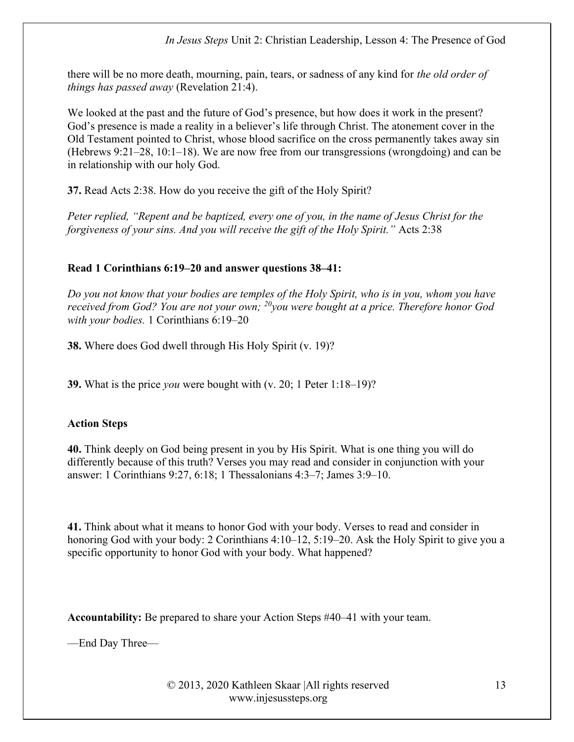there will be no more death, mourning, pain, tears, or sadness of any kind for *the old order of things has passed away* (Revelation 21:4).

We looked at the past and the future of God's presence, but how does it work in the present? God's presence is made a reality in a believer's life through Christ. The atonement cover in the Old Testament pointed to Christ, whose blood sacrifice on the cross permanently takes away sin (Hebrews 9:21–28, 10:1–18). We are now free from our transgressions (wrongdoing) and can be in relationship with our holy God.

**37.** Read Acts 2:38. How do you receive the gift of the Holy Spirit?

*Peter replied, "Repent and be baptized, every one of you, in the name of Jesus Christ for the forgiveness of your sins. And you will receive the gift of the Holy Spirit."* Acts 2:38

**Read 1 Corinthians 6:19–20 and answer questions 38–41:**

*Do you not know that your bodies are temples of the Holy Spirit, who is in you, whom you have received from God? You are not your own; [20]you were bought at a price. Therefore honor God with your bodies.* 1 Corinthians 6:19–20

**38.** Where does God dwell through His Holy Spirit (v. 19)?

**39.** What is the price *you* were bought with (v. 20; 1 Peter 1:18–19)?

**Action Steps**

**40.** Think deeply on God being present in you by His Spirit. What is one thing you will do differently because of this truth? Verses you may read and consider in conjunction with your answer: 1 Corinthians 9:27, 6:18; 1 Thessalonians 4:3–7; James 3:9–10.

**41.** Think about what it means to honor God with your body. Verses to read and consider in honoring God with your body: 2 Corinthians 4:10–12, 5:19–20. Ask the Holy Spirit to give you a specific opportunity to honor God with your body. What happened?

**Accountability:** Be prepared to share your Action Steps #40–41 with your team.

—End Day Three—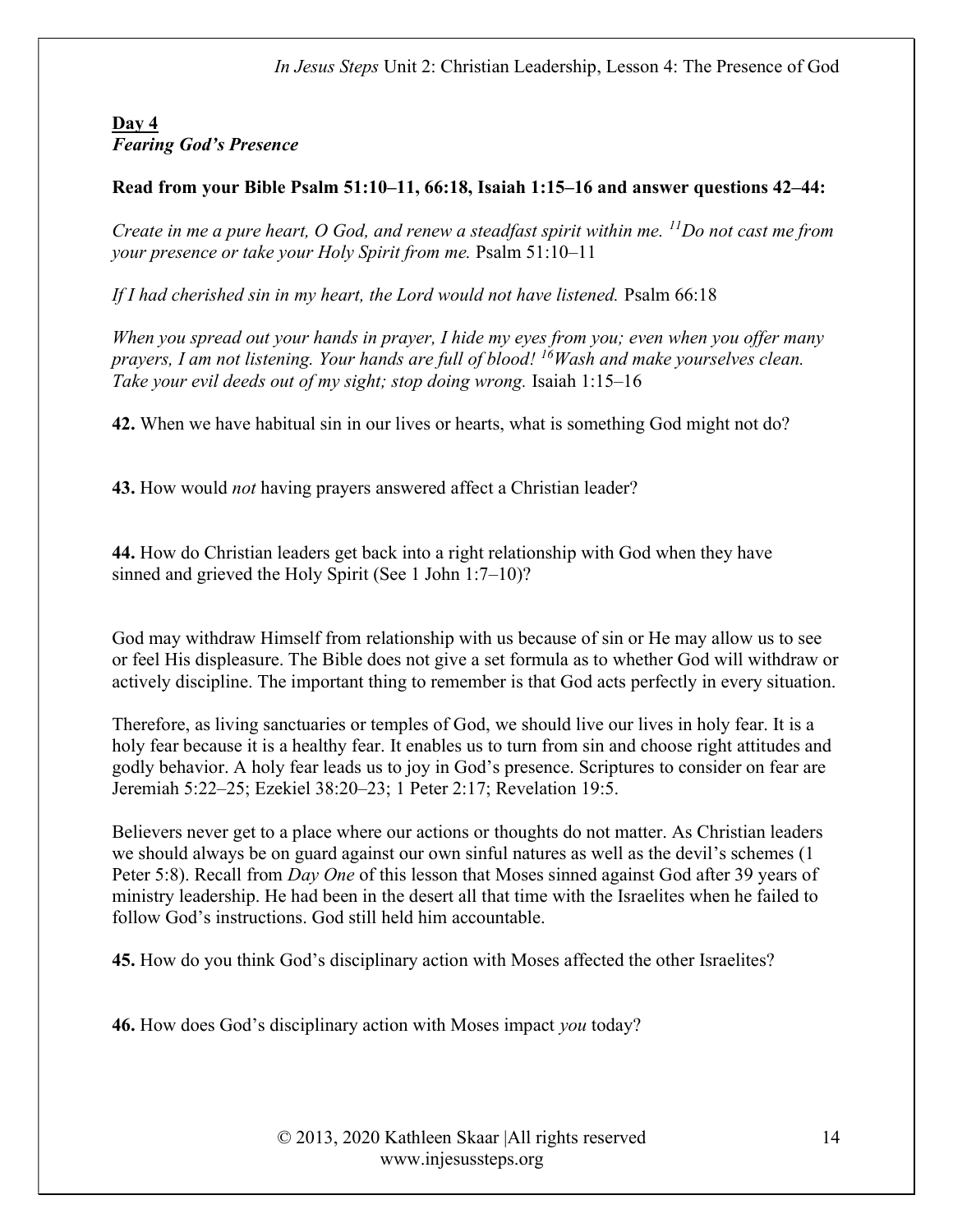## Day 4

### *Fearing God's Presence*

**Read from your Bible Psalm 51:10–11, 66:18, Isaiah 1:15–16 and answer questions 42–44:**

*Create in me a pure heart, O God, and renew a steadfast spirit within me. [11]Do not cast me from your presence or take your Holy Spirit from me.* Psalm 51:10–11

*If I had cherished sin in my heart, the Lord would not have listened.* Psalm 66:18

*When you spread out your hands in prayer, I hide my eyes from you; even when you offer many prayers, I am not listening. Your hands are full of blood! [16]Wash and make yourselves clean. Take your evil deeds out of my sight; stop doing wrong.* Isaiah 1:15–16

**42.** When we have habitual sin in our lives or hearts, what is something God might not do?

**43.** How would *not* having prayers answered affect a Christian leader?

**44.** How do Christian leaders get back into a right relationship with God when they have sinned and grieved the Holy Spirit (See 1 John 1:7–10)?

God may withdraw Himself from relationship with us because of sin or He may allow us to see or feel His displeasure. The Bible does not give a set formula as to whether God will withdraw or actively discipline. The important thing to remember is that God acts perfectly in every situation.

Therefore, as living sanctuaries or temples of God, we should live our lives in holy fear. It is a holy fear because it is a healthy fear. It enables us to turn from sin and choose right attitudes and godly behavior. A holy fear leads us to joy in God's presence. Scriptures to consider on fear are Jeremiah 5:22–25; Ezekiel 38:20–23; 1 Peter 2:17; Revelation 19:5.

Believers never get to a place where our actions or thoughts do not matter. As Christian leaders we should always be on guard against our own sinful natures as well as the devil's schemes (1 Peter 5:8). Recall from *Day One* of this lesson that Moses sinned against God after 39 years of ministry leadership. He had been in the desert all that time with the Israelites when he failed to follow God's instructions. God still held him accountable.

**45.** How do you think God's disciplinary action with Moses affected the other Israelites?

**46.** How does God's disciplinary action with Moses impact *you* today?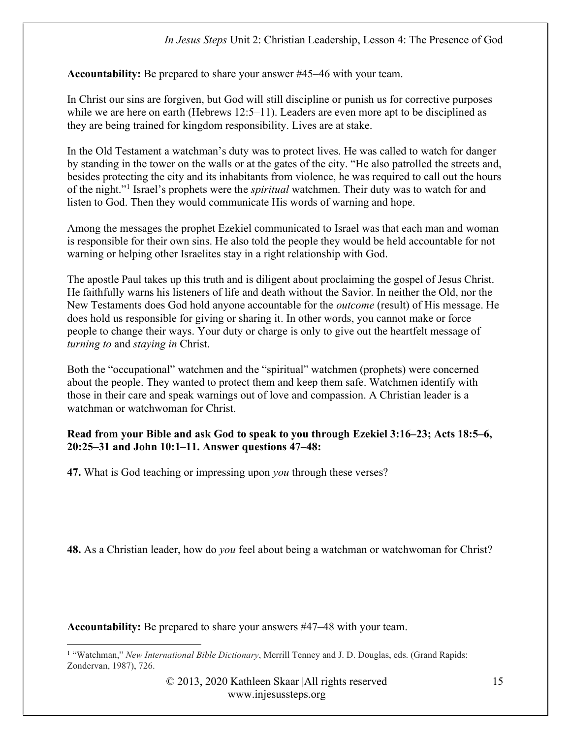**Accountability:** Be prepared to share your answer #45–46 with your team.

In Christ our sins are forgiven, but God will still discipline or punish us for corrective purposes while we are here on earth (Hebrews 12:5–11). Leaders are even more apt to be disciplined as they are being trained for kingdom responsibility. Lives are at stake.

In the Old Testament a watchman's duty was to protect lives. He was called to watch for danger by standing in the tower on the walls or at the gates of the city. "He also patrolled the streets and, besides protecting the city and its inhabitants from violence, he was required to call out the hours of the night."[1] Israel's prophets were the *spiritual* watchmen. Their duty was to watch for and listen to God. Then they would communicate His words of warning and hope.

Among the messages the prophet Ezekiel communicated to Israel was that each man and woman is responsible for their own sins. He also told the people they would be held accountable for not warning or helping other Israelites stay in a right relationship with God.

The apostle Paul takes up this truth and is diligent about proclaiming the gospel of Jesus Christ. He faithfully warns his listeners of life and death without the Savior. In neither the Old, nor the New Testaments does God hold anyone accountable for the *outcome* (result) of His message. He does hold us responsible for giving or sharing it. In other words, you cannot make or force people to change their ways. Your duty or charge is only to give out the heartfelt message of *turning to* and *staying in* Christ.

Both the "occupational" watchmen and the "spiritual" watchmen (prophets) were concerned about the people. They wanted to protect them and keep them safe. Watchmen identify with those in their care and speak warnings out of love and compassion. A Christian leader is a watchman or watchwoman for Christ.

**Read from your Bible and ask God to speak to you through Ezekiel 3:16–23; Acts 18:5–6, 20:25–31 and John 10:1–11. Answer questions 47–48:**

**47.** What is God teaching or impressing upon *you* through these verses?

**48.** As a Christian leader, how do *you* feel about being a watchman or watchwoman for Christ?

**Accountability:** Be prepared to share your answers #47–48 with your team.

---

[1] "Watchman," *New International Bible Dictionary*, Merrill Tenney and J. D. Douglas, eds. (Grand Rapids: Zondervan, 1987), 726.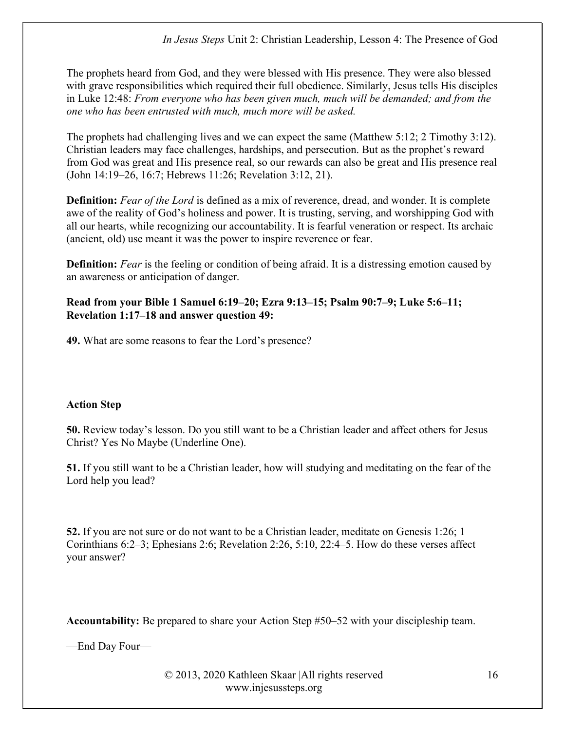The prophets heard from God, and they were blessed with His presence. They were also blessed with grave responsibilities which required their full obedience. Similarly, Jesus tells His disciples in Luke 12:48: *From everyone who has been given much, much will be demanded; and from the one who has been entrusted with much, much more will be asked.*

The prophets had challenging lives and we can expect the same (Matthew 5:12; 2 Timothy 3:12). Christian leaders may face challenges, hardships, and persecution. But as the prophet's reward from God was great and His presence real, so our rewards can also be great and His presence real (John 14:19–26, 16:7; Hebrews 11:26; Revelation 3:12, 21).

**Definition:** *Fear of the Lord* is defined as a mix of reverence, dread, and wonder. It is complete awe of the reality of God's holiness and power. It is trusting, serving, and worshipping God with all our hearts, while recognizing our accountability. It is fearful veneration or respect. Its archaic (ancient, old) use meant it was the power to inspire reverence or fear.

**Definition:** *Fear* is the feeling or condition of being afraid. It is a distressing emotion caused by an awareness or anticipation of danger.

**Read from your Bible 1 Samuel 6:19–20; Ezra 9:13–15; Psalm 90:7–9; Luke 5:6–11; Revelation 1:17–18 and answer question 49:**

**49.** What are some reasons to fear the Lord's presence?

**Action Step**

**50.** Review today's lesson. Do you still want to be a Christian leader and affect others for Jesus Christ? Yes No Maybe (Underline One).

**51.** If you still want to be a Christian leader, how will studying and meditating on the fear of the Lord help you lead?

**52.** If you are not sure or do not want to be a Christian leader, meditate on Genesis 1:26; 1 Corinthians 6:2–3; Ephesians 2:6; Revelation 2:26, 5:10, 22:4–5. How do these verses affect your answer?

**Accountability:** Be prepared to share your Action Step #50–52 with your discipleship team.

—End Day Four—

© 2013, 2020 Kathleen Skaar |All rights reserved
www.injesussteps.org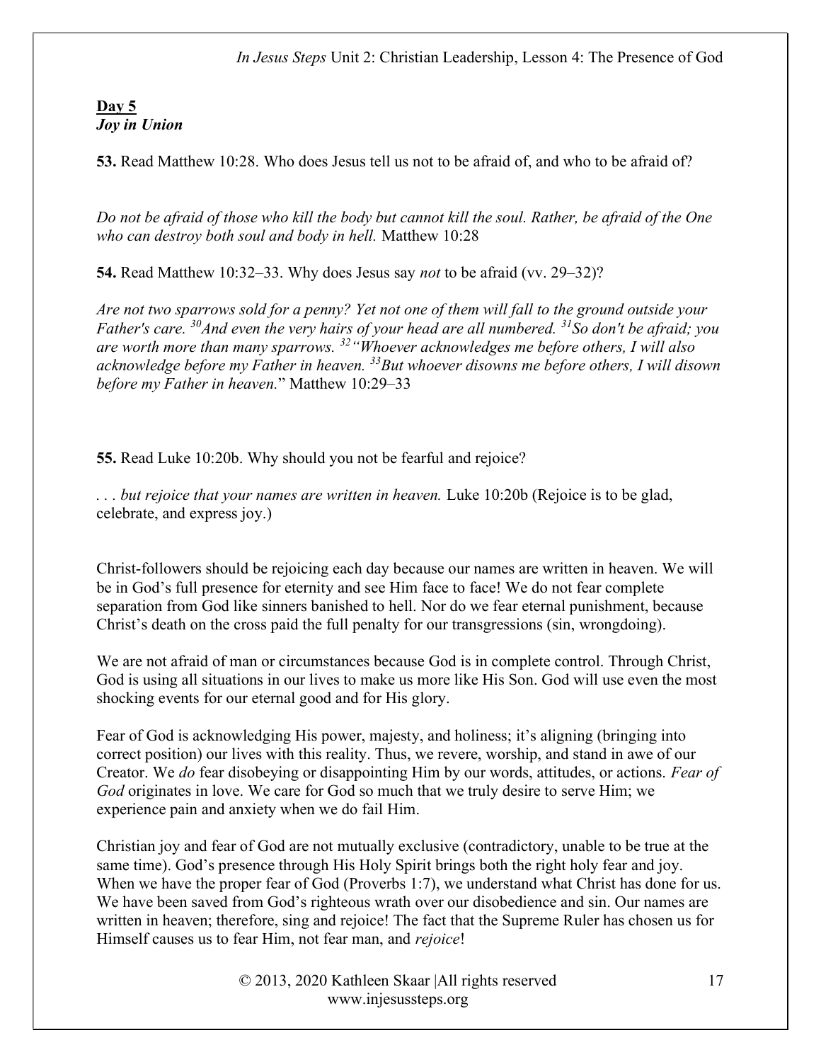**Day 5**
***Joy in Union***

**53.** Read Matthew 10:28. Who does Jesus tell us not to be afraid of, and who to be afraid of?

*Do not be afraid of those who kill the body but cannot kill the soul. Rather, be afraid of the One who can destroy both soul and body in hell.* Matthew 10:28

**54.** Read Matthew 10:32–33. Why does Jesus say *not* to be afraid (vv. 29–32)?

*Are not two sparrows sold for a penny? Yet not one of them will fall to the ground outside your Father's care. [30]And even the very hairs of your head are all numbered. [31]So don't be afraid; you are worth more than many sparrows. [32]"Whoever acknowledges me before others, I will also acknowledge before my Father in heaven. [33]But whoever disowns me before others, I will disown before my Father in heaven.*" Matthew 10:29–33

**55.** Read Luke 10:20b. Why should you not be fearful and rejoice?

*. . . but rejoice that your names are written in heaven.* Luke 10:20b (Rejoice is to be glad, celebrate, and express joy.)

Christ-followers should be rejoicing each day because our names are written in heaven. We will be in God's full presence for eternity and see Him face to face! We do not fear complete separation from God like sinners banished to hell. Nor do we fear eternal punishment, because Christ's death on the cross paid the full penalty for our transgressions (sin, wrongdoing).

We are not afraid of man or circumstances because God is in complete control. Through Christ, God is using all situations in our lives to make us more like His Son. God will use even the most shocking events for our eternal good and for His glory.

Fear of God is acknowledging His power, majesty, and holiness; it's aligning (bringing into correct position) our lives with this reality. Thus, we revere, worship, and stand in awe of our Creator. We *do* fear disobeying or disappointing Him by our words, attitudes, or actions. *Fear of God* originates in love. We care for God so much that we truly desire to serve Him; we experience pain and anxiety when we do fail Him.

Christian joy and fear of God are not mutually exclusive (contradictory, unable to be true at the same time). God's presence through His Holy Spirit brings both the right holy fear and joy. When we have the proper fear of God (Proverbs 1:7), we understand what Christ has done for us. We have been saved from God's righteous wrath over our disobedience and sin. Our names are written in heaven; therefore, sing and rejoice! The fact that the Supreme Ruler has chosen us for Himself causes us to fear Him, not fear man, and *rejoice*!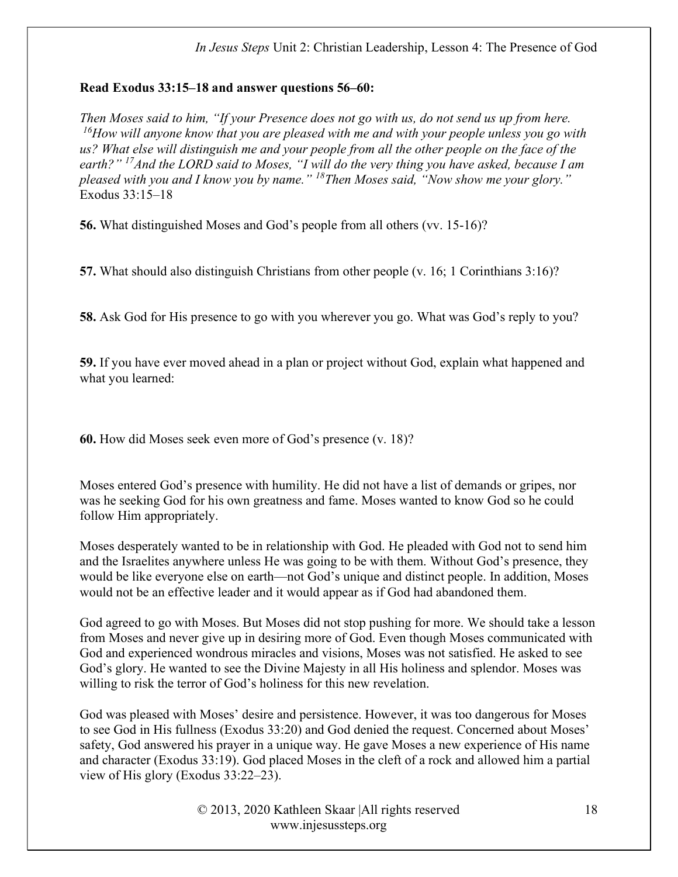**Read Exodus 33:15–18 and answer questions 56–60:**

*Then Moses said to him, "If your Presence does not go with us, do not send us up from here. [16]How will anyone know that you are pleased with me and with your people unless you go with us? What else will distinguish me and your people from all the other people on the face of the earth?" [17]And the LORD said to Moses, "I will do the very thing you have asked, because I am pleased with you and I know you by name." [18]Then Moses said, "Now show me your glory."* Exodus 33:15–18

**56.** What distinguished Moses and God's people from all others (vv. 15-16)?

**57.** What should also distinguish Christians from other people (v. 16; 1 Corinthians 3:16)?

**58.** Ask God for His presence to go with you wherever you go. What was God's reply to you?

**59.** If you have ever moved ahead in a plan or project without God, explain what happened and what you learned:

**60.** How did Moses seek even more of God's presence (v. 18)?

Moses entered God's presence with humility. He did not have a list of demands or gripes, nor was he seeking God for his own greatness and fame. Moses wanted to know God so he could follow Him appropriately.

Moses desperately wanted to be in relationship with God. He pleaded with God not to send him and the Israelites anywhere unless He was going to be with them. Without God's presence, they would be like everyone else on earth—not God's unique and distinct people. In addition, Moses would not be an effective leader and it would appear as if God had abandoned them.

God agreed to go with Moses. But Moses did not stop pushing for more. We should take a lesson from Moses and never give up in desiring more of God. Even though Moses communicated with God and experienced wondrous miracles and visions, Moses was not satisfied. He asked to see God's glory. He wanted to see the Divine Majesty in all His holiness and splendor. Moses was willing to risk the terror of God's holiness for this new revelation.

God was pleased with Moses' desire and persistence. However, it was too dangerous for Moses to see God in His fullness (Exodus 33:20) and God denied the request. Concerned about Moses' safety, God answered his prayer in a unique way. He gave Moses a new experience of His name and character (Exodus 33:19). God placed Moses in the cleft of a rock and allowed him a partial view of His glory (Exodus 33:22–23).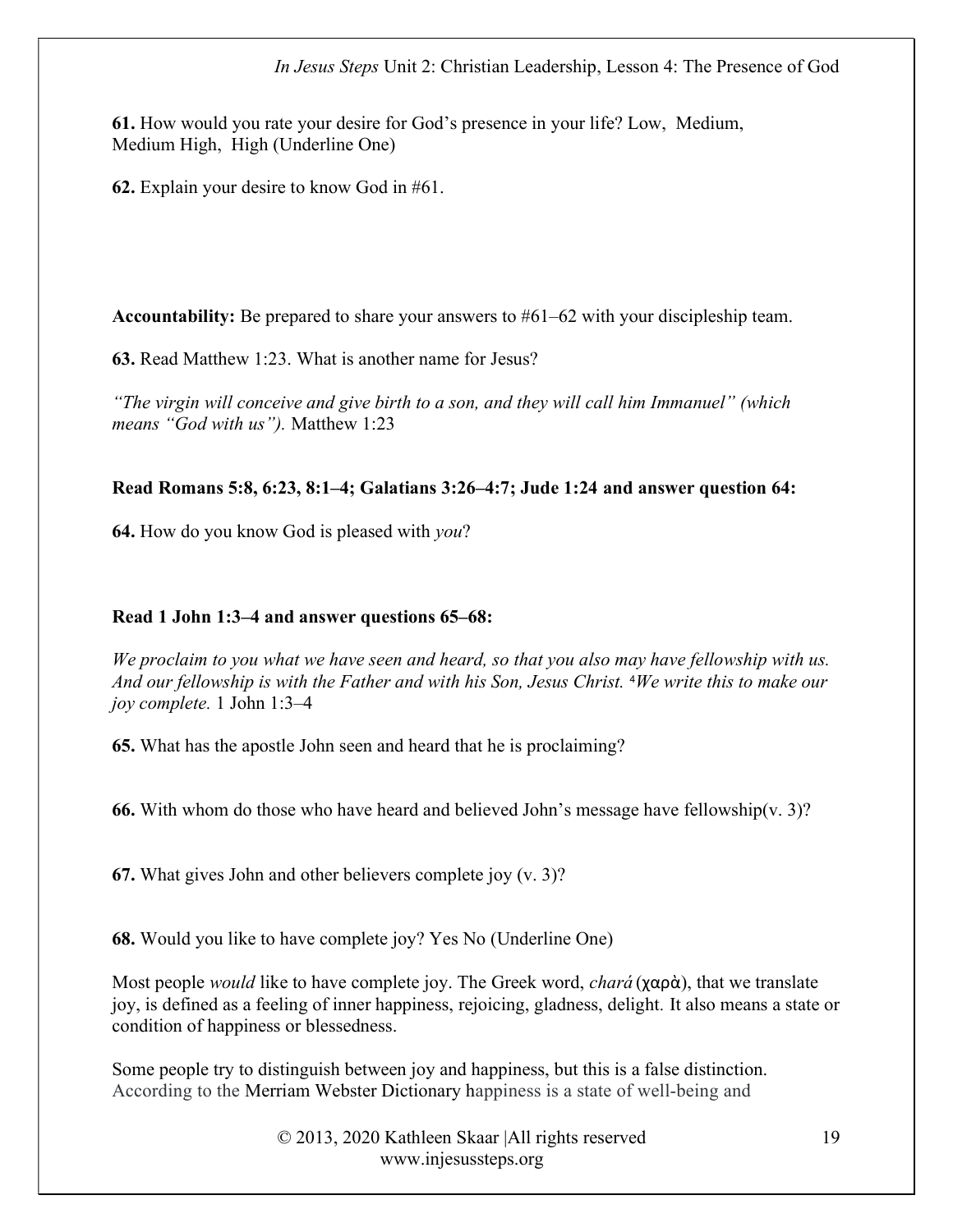**61.** How would you rate your desire for God's presence in your life? Low, Medium, Medium High, High (Underline One)

**62.** Explain your desire to know God in #61.

**Accountability:** Be prepared to share your answers to #61–62 with your discipleship team.

**63.** Read Matthew 1:23. What is another name for Jesus?

*"The virgin will conceive and give birth to a son, and they will call him Immanuel" (which means "God with us").* Matthew 1:23

**Read Romans 5:8, 6:23, 8:1–4; Galatians 3:26–4:7; Jude 1:24 and answer question 64:**

**64.** How do you know God is pleased with *you*?

**Read 1 John 1:3–4 and answer questions 65–68:**

*We proclaim to you what we have seen and heard, so that you also may have fellowship with us. And our fellowship is with the Father and with his Son, Jesus Christ. [4]We write this to make our joy complete.* 1 John 1:3–4

**65.** What has the apostle John seen and heard that he is proclaiming?

**66.** With whom do those who have heard and believed John's message have fellowship(v. 3)?

**67.** What gives John and other believers complete joy (v. 3)?

**68.** Would you like to have complete joy? Yes No (Underline One)

Most people *would* like to have complete joy. The Greek word, *chará* (χαρὰ), that we translate joy, is defined as a feeling of inner happiness, rejoicing, gladness, delight. It also means a state or condition of happiness or blessedness.

Some people try to distinguish between joy and happiness, but this is a false distinction. According to the Merriam Webster Dictionary happiness is a state of well-being and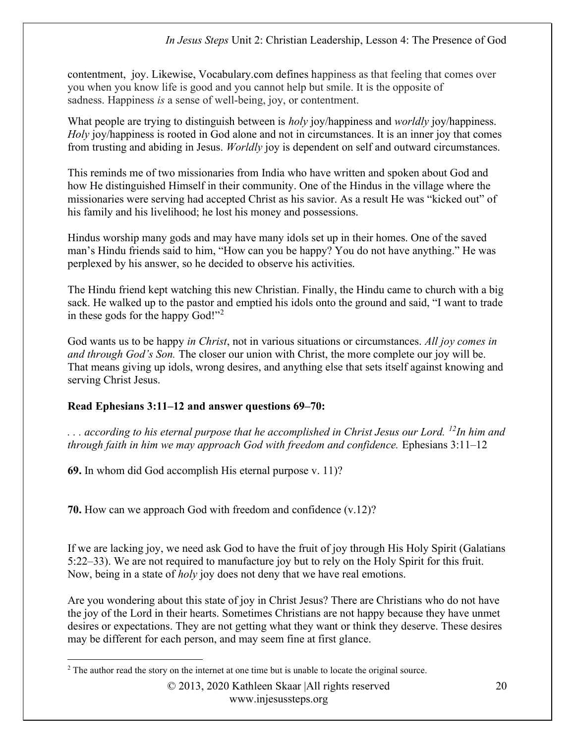contentment, joy. Likewise, Vocabulary.com defines happiness as that feeling that comes over you when you know life is good and you cannot help but smile. It is the opposite of sadness. Happiness *is* a sense of well-being, joy, or contentment.

What people are trying to distinguish between is *holy* joy/happiness and *worldly* joy/happiness. *Holy* joy/happiness is rooted in God alone and not in circumstances. It is an inner joy that comes from trusting and abiding in Jesus. *Worldly* joy is dependent on self and outward circumstances.

This reminds me of two missionaries from India who have written and spoken about God and how He distinguished Himself in their community. One of the Hindus in the village where the missionaries were serving had accepted Christ as his savior. As a result He was "kicked out" of his family and his livelihood; he lost his money and possessions.

Hindus worship many gods and may have many idols set up in their homes. One of the saved man's Hindu friends said to him, "How can you be happy? You do not have anything." He was perplexed by his answer, so he decided to observe his activities.

The Hindu friend kept watching this new Christian. Finally, the Hindu came to church with a big sack. He walked up to the pastor and emptied his idols onto the ground and said, "I want to trade in these gods for the happy God!"[2]

God wants us to be happy *in Christ*, not in various situations or circumstances. *All joy comes in and through God's Son.* The closer our union with Christ, the more complete our joy will be. That means giving up idols, wrong desires, and anything else that sets itself against knowing and serving Christ Jesus.

**Read Ephesians 3:11–12 and answer questions 69–70:**

*. . . according to his eternal purpose that he accomplished in Christ Jesus our Lord. [12]In him and through faith in him we may approach God with freedom and confidence.* Ephesians 3:11–12

**69.** In whom did God accomplish His eternal purpose v. 11)?

**70.** How can we approach God with freedom and confidence (v.12)?

If we are lacking joy, we need ask God to have the fruit of joy through His Holy Spirit (Galatians 5:22–33). We are not required to manufacture joy but to rely on the Holy Spirit for this fruit. Now, being in a state of *holy* joy does not deny that we have real emotions.

Are you wondering about this state of joy in Christ Jesus? There are Christians who do not have the joy of the Lord in their hearts. Sometimes Christians are not happy because they have unmet desires or expectations. They are not getting what they want or think they deserve. These desires may be different for each person, and may seem fine at first glance.

[2] The author read the story on the internet at one time but is unable to locate the original source.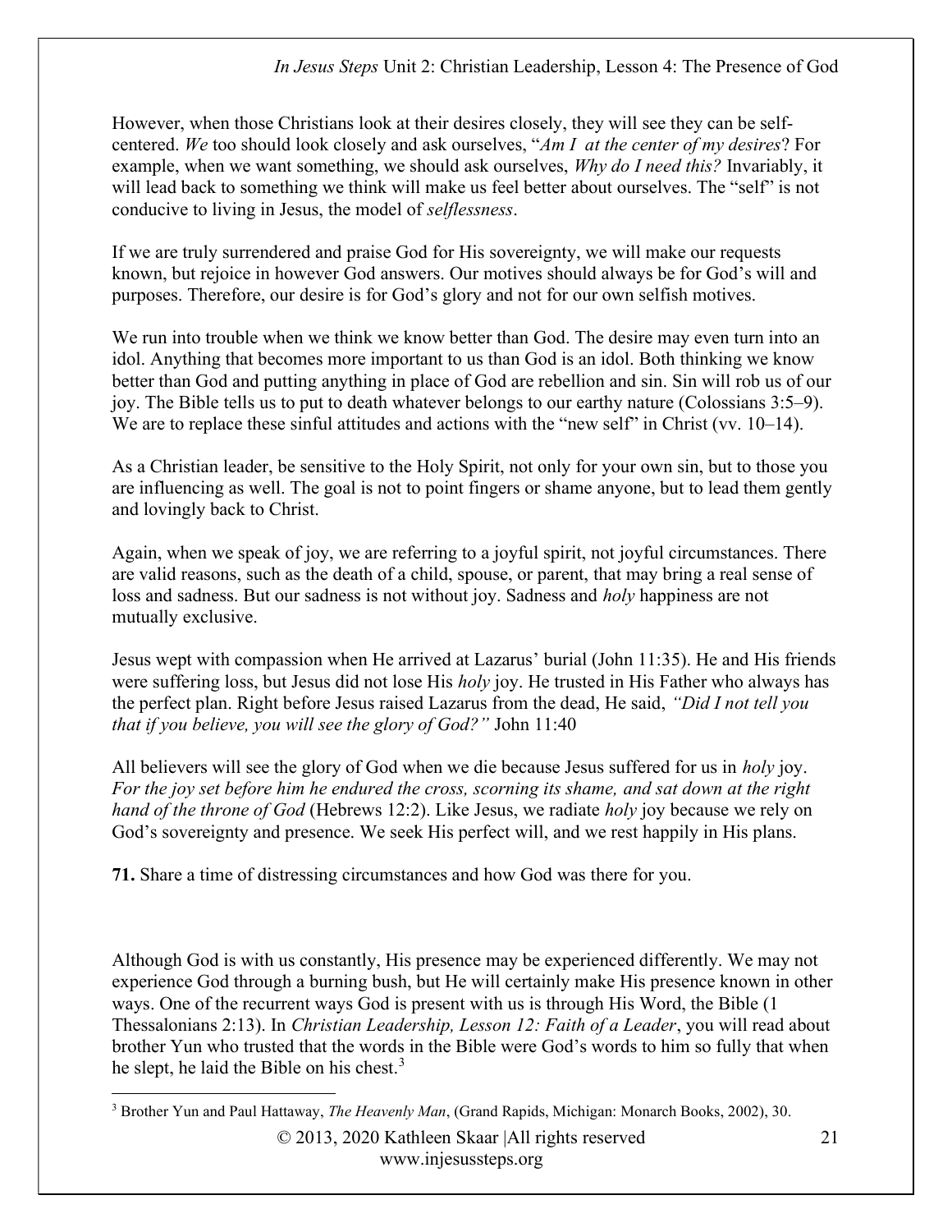However, when those Christians look at their desires closely, they will see they can be self-centered. *We* too should look closely and ask ourselves, "*Am I at the center of my desires*? For example, when we want something, we should ask ourselves, *Why do I need this?* Invariably, it will lead back to something we think will make us feel better about ourselves. The "self" is not conducive to living in Jesus, the model of *selflessness*.

If we are truly surrendered and praise God for His sovereignty, we will make our requests known, but rejoice in however God answers. Our motives should always be for God's will and purposes. Therefore, our desire is for God's glory and not for our own selfish motives.

We run into trouble when we think we know better than God. The desire may even turn into an idol. Anything that becomes more important to us than God is an idol. Both thinking we know better than God and putting anything in place of God are rebellion and sin. Sin will rob us of our joy. The Bible tells us to put to death whatever belongs to our earthy nature (Colossians 3:5–9). We are to replace these sinful attitudes and actions with the "new self" in Christ (vv. 10–14).

As a Christian leader, be sensitive to the Holy Spirit, not only for your own sin, but to those you are influencing as well. The goal is not to point fingers or shame anyone, but to lead them gently and lovingly back to Christ.

Again, when we speak of joy, we are referring to a joyful spirit, not joyful circumstances. There are valid reasons, such as the death of a child, spouse, or parent, that may bring a real sense of loss and sadness. But our sadness is not without joy. Sadness and *holy* happiness are not mutually exclusive.

Jesus wept with compassion when He arrived at Lazarus' burial (John 11:35). He and His friends were suffering loss, but Jesus did not lose His *holy* joy. He trusted in His Father who always has the perfect plan. Right before Jesus raised Lazarus from the dead, He said, *"Did I not tell you that if you believe, you will see the glory of God?"* John 11:40

All believers will see the glory of God when we die because Jesus suffered for us in *holy* joy. *For the joy set before him he endured the cross, scorning its shame, and sat down at the right hand of the throne of God* (Hebrews 12:2). Like Jesus, we radiate *holy* joy because we rely on God's sovereignty and presence. We seek His perfect will, and we rest happily in His plans.

**71.** Share a time of distressing circumstances and how God was there for you.

Although God is with us constantly, His presence may be experienced differently. We may not experience God through a burning bush, but He will certainly make His presence known in other ways. One of the recurrent ways God is present with us is through His Word, the Bible (1 Thessalonians 2:13). In *Christian Leadership, Lesson 12: Faith of a Leader*, you will read about brother Yun who trusted that the words in the Bible were God's words to him so fully that when he slept, he laid the Bible on his chest.[3]

[3] Brother Yun and Paul Hattaway, *The Heavenly Man*, (Grand Rapids, Michigan: Monarch Books, 2002), 30.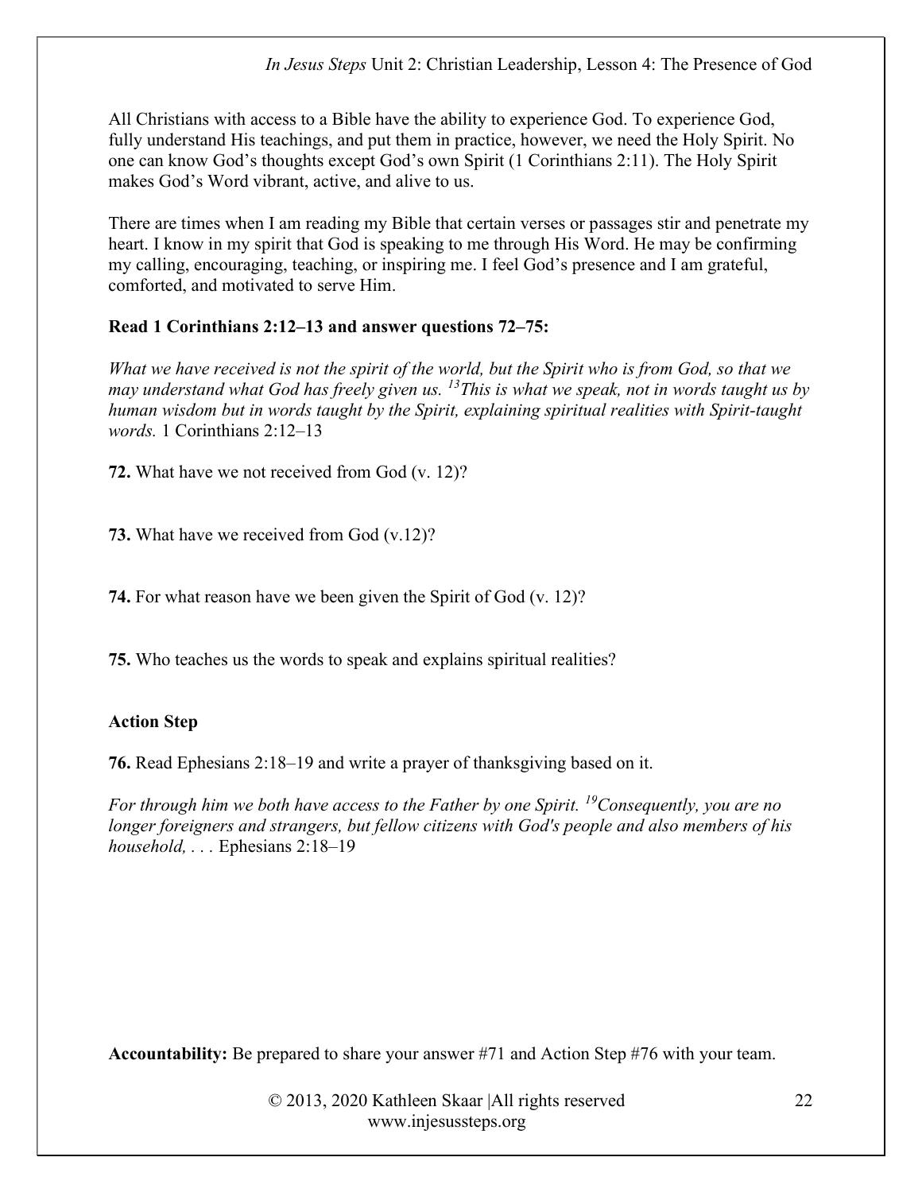All Christians with access to a Bible have the ability to experience God. To experience God, fully understand His teachings, and put them in practice, however, we need the Holy Spirit. No one can know God's thoughts except God's own Spirit (1 Corinthians 2:11). The Holy Spirit makes God's Word vibrant, active, and alive to us.

There are times when I am reading my Bible that certain verses or passages stir and penetrate my heart. I know in my spirit that God is speaking to me through His Word. He may be confirming my calling, encouraging, teaching, or inspiring me. I feel God's presence and I am grateful, comforted, and motivated to serve Him.

**Read 1 Corinthians 2:12–13 and answer questions 72–75:**

*What we have received is not the spirit of the world, but the Spirit who is from God, so that we may understand what God has freely given us. [13]This is what we speak, not in words taught us by human wisdom but in words taught by the Spirit, explaining spiritual realities with Spirit-taught words.* 1 Corinthians 2:12–13

**72.** What have we not received from God (v. 12)?

**73.** What have we received from God (v.12)?

**74.** For what reason have we been given the Spirit of God (v. 12)?

**75.** Who teaches us the words to speak and explains spiritual realities?

**Action Step**

**76.** Read Ephesians 2:18–19 and write a prayer of thanksgiving based on it.

*For through him we both have access to the Father by one Spirit. [19]Consequently, you are no longer foreigners and strangers, but fellow citizens with God's people and also members of his household, . . .* Ephesians 2:18–19

**Accountability:** Be prepared to share your answer #71 and Action Step #76 with your team.

© 2013, 2020 Kathleen Skaar |All rights reserved
www.injesussteps.org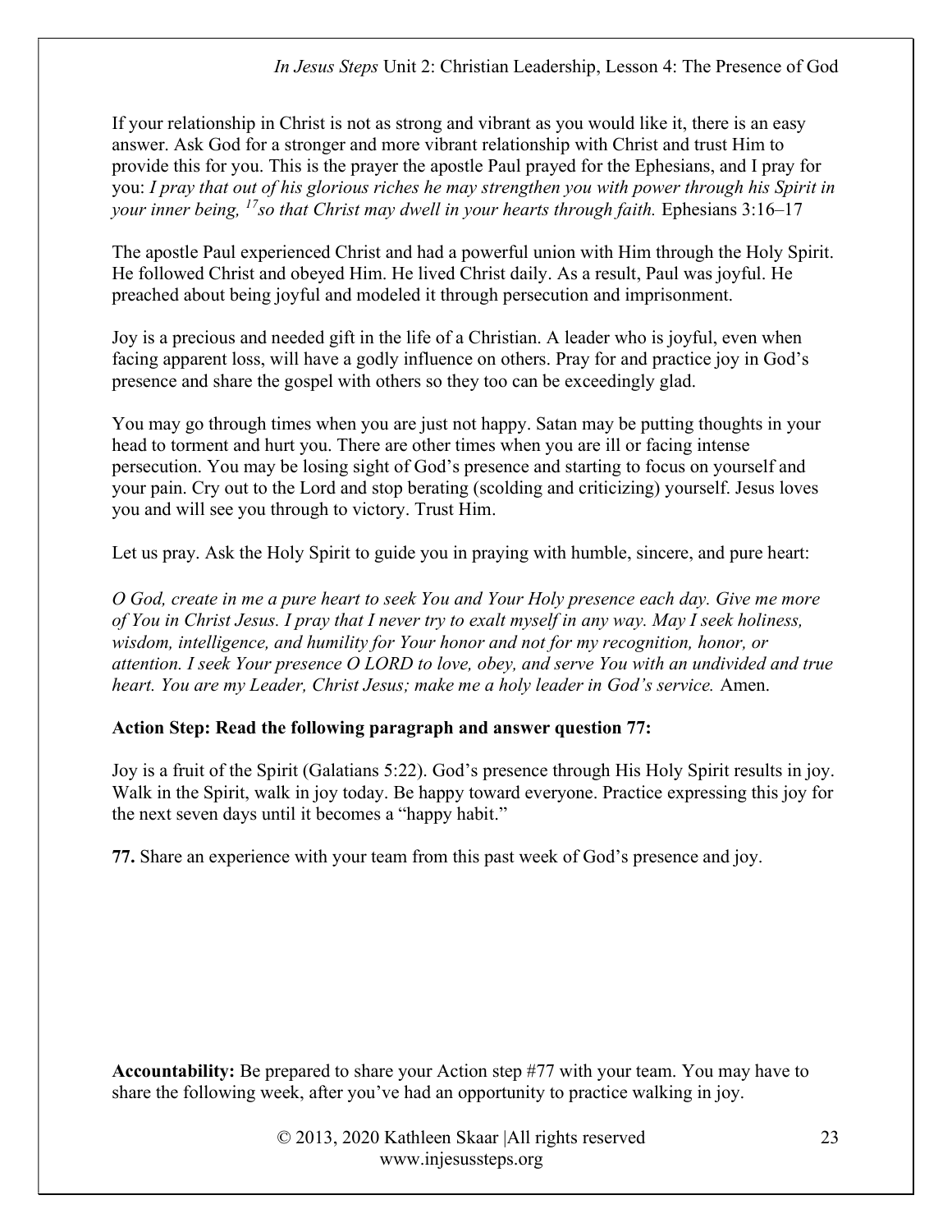If your relationship in Christ is not as strong and vibrant as you would like it, there is an easy answer. Ask God for a stronger and more vibrant relationship with Christ and trust Him to provide this for you. This is the prayer the apostle Paul prayed for the Ephesians, and I pray for you: *I pray that out of his glorious riches he may strengthen you with power through his Spirit in your inner being, [17]so that Christ may dwell in your hearts through faith.* Ephesians 3:16–17

The apostle Paul experienced Christ and had a powerful union with Him through the Holy Spirit. He followed Christ and obeyed Him. He lived Christ daily. As a result, Paul was joyful. He preached about being joyful and modeled it through persecution and imprisonment.

Joy is a precious and needed gift in the life of a Christian. A leader who is joyful, even when facing apparent loss, will have a godly influence on others. Pray for and practice joy in God's presence and share the gospel with others so they too can be exceedingly glad.

You may go through times when you are just not happy. Satan may be putting thoughts in your head to torment and hurt you. There are other times when you are ill or facing intense persecution. You may be losing sight of God's presence and starting to focus on yourself and your pain. Cry out to the Lord and stop berating (scolding and criticizing) yourself. Jesus loves you and will see you through to victory. Trust Him.

Let us pray. Ask the Holy Spirit to guide you in praying with humble, sincere, and pure heart:

*O God, create in me a pure heart to seek You and Your Holy presence each day. Give me more of You in Christ Jesus. I pray that I never try to exalt myself in any way. May I seek holiness, wisdom, intelligence, and humility for Your honor and not for my recognition, honor, or attention. I seek Your presence O LORD to love, obey, and serve You with an undivided and true heart. You are my Leader, Christ Jesus; make me a holy leader in God's service.* Amen.

**Action Step: Read the following paragraph and answer question 77:**

Joy is a fruit of the Spirit (Galatians 5:22). God's presence through His Holy Spirit results in joy. Walk in the Spirit, walk in joy today. Be happy toward everyone. Practice expressing this joy for the next seven days until it becomes a "happy habit."

**77.** Share an experience with your team from this past week of God's presence and joy.

**Accountability:** Be prepared to share your Action step #77 with your team. You may have to share the following week, after you've had an opportunity to practice walking in joy.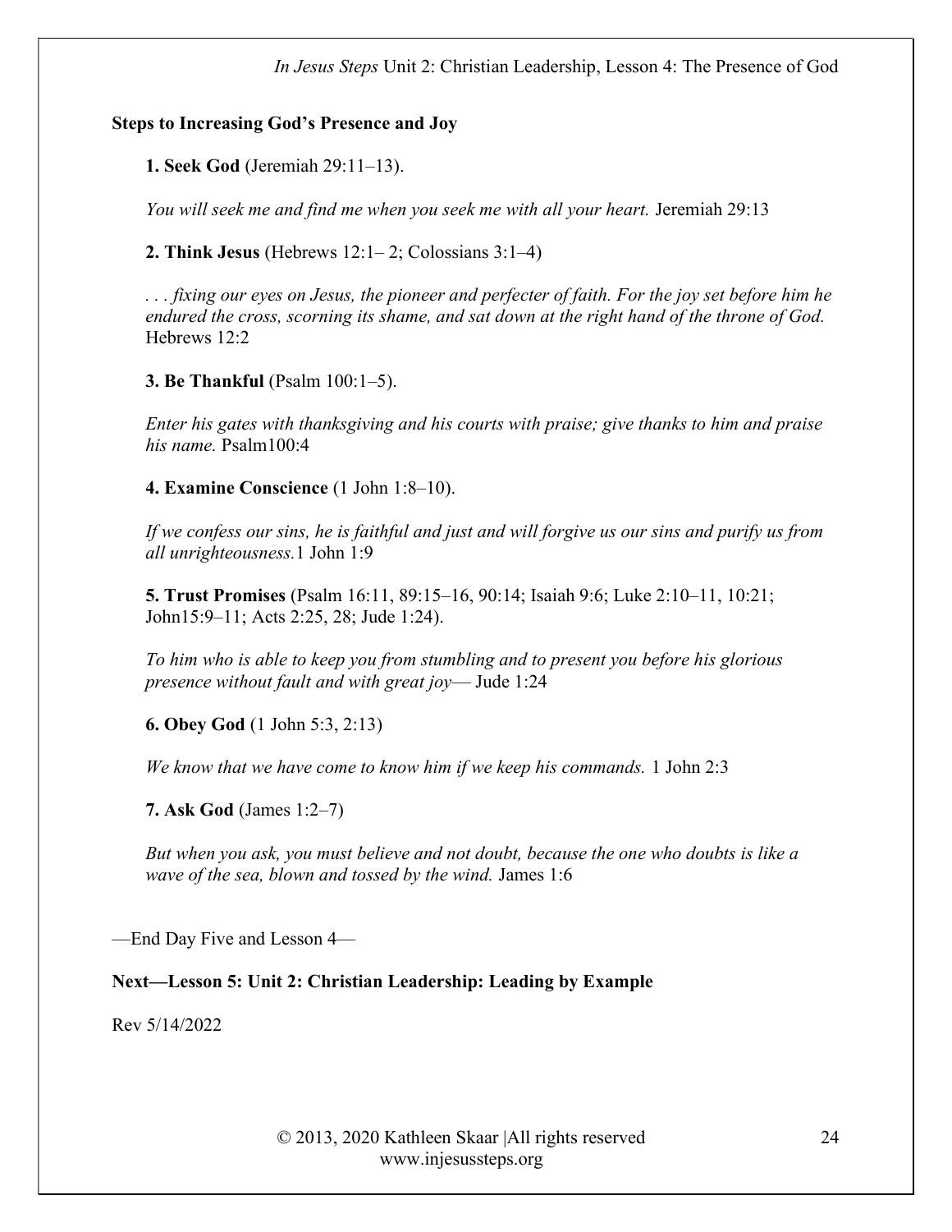**Steps to Increasing God's Presence and Joy**

**1. Seek God** (Jeremiah 29:11–13).

*You will seek me and find me when you seek me with all your heart.* Jeremiah 29:13

**2. Think Jesus** (Hebrews 12:1– 2; Colossians 3:1–4)

*. . . fixing our eyes on Jesus, the pioneer and perfecter of faith. For the joy set before him he endured the cross, scorning its shame, and sat down at the right hand of the throne of God.* Hebrews 12:2

**3. Be Thankful** (Psalm 100:1–5).

*Enter his gates with thanksgiving and his courts with praise; give thanks to him and praise his name.* Psalm100:4

**4. Examine Conscience** (1 John 1:8–10).

*If we confess our sins, he is faithful and just and will forgive us our sins and purify us from all unrighteousness.*1 John 1:9

**5. Trust Promises** (Psalm 16:11, 89:15–16, 90:14; Isaiah 9:6; Luke 2:10–11, 10:21; John15:9–11; Acts 2:25, 28; Jude 1:24).

*To him who is able to keep you from stumbling and to present you before his glorious presence without fault and with great joy*— Jude 1:24

**6. Obey God** (1 John 5:3, 2:13)

*We know that we have come to know him if we keep his commands.* 1 John 2:3

**7. Ask God** (James 1:2–7)

*But when you ask, you must believe and not doubt, because the one who doubts is like a wave of the sea, blown and tossed by the wind.* James 1:6

—End Day Five and Lesson 4—

**Next—Lesson 5: Unit 2: Christian Leadership: Leading by Example**

Rev 5/14/2022

© 2013, 2020 Kathleen Skaar |All rights reserved
www.injesussteps.org